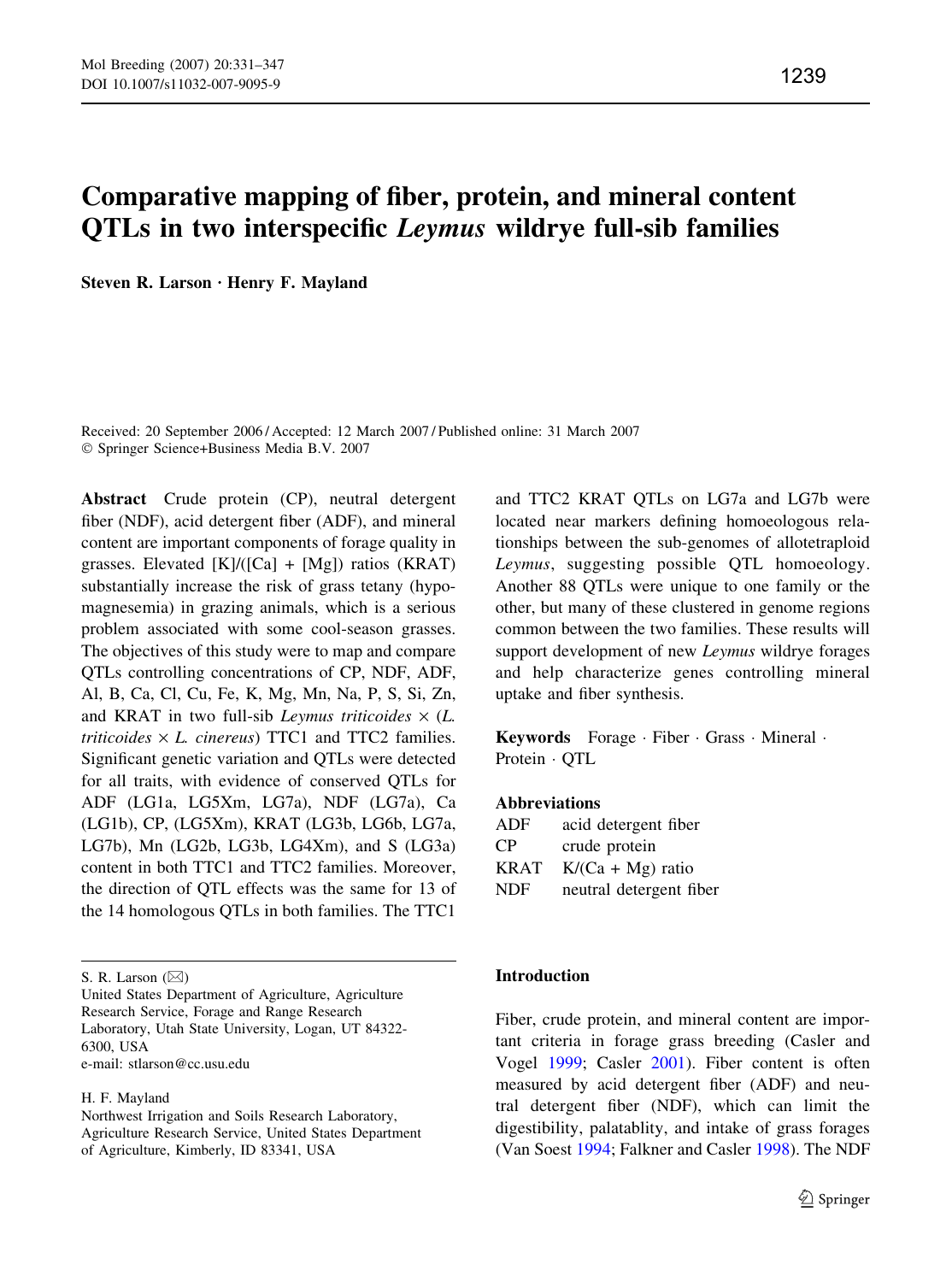# Comparative mapping of fiber, protein, and mineral content QTLs in two interspecific *Leymus* wildrye full-sib families

**Steven R. Larson · Henry F. Mayland**

Received: 20 September 2006 / Accepted: 12 March 2007 / Published online: 31 March 2007
© Springer Science+Business Media B.V. 2007

**Abstract** Crude protein (CP), neutral detergent fiber (NDF), acid detergent fiber (ADF), and mineral content are important components of forage quality in grasses. Elevated [K]/([Ca] + [Mg]) ratios (KRAT) substantially increase the risk of grass tetany (hypomagnesemia) in grazing animals, which is a serious problem associated with some cool-season grasses. The objectives of this study were to map and compare QTLs controlling concentrations of CP, NDF, ADF, Al, B, Ca, Cl, Cu, Fe, K, Mg, Mn, Na, P, S, Si, Zn, and KRAT in two full-sib *Leymus triticoides* × (*L. triticoides* × *L. cinereus*) TTC1 and TTC2 families. Significant genetic variation and QTLs were detected for all traits, with evidence of conserved QTLs for ADF (LG1a, LG5Xm, LG7a), NDF (LG7a), Ca (LG1b), CP, (LG5Xm), KRAT (LG3b, LG6b, LG7a, LG7b), Mn (LG2b, LG3b, LG4Xm), and S (LG3a) content in both TTC1 and TTC2 families. Moreover, the direction of QTL effects was the same for 13 of the 14 homologous QTLs in both families. The TTC1 and TTC2 KRAT QTLs on LG7a and LG7b were located near markers defining homoeologous relationships between the sub-genomes of allotetraploid *Leymus*, suggesting possible QTL homoeology. Another 88 QTLs were unique to one family or the other, but many of these clustered in genome regions common between the two families. These results will support development of new *Leymus* wildrye forages and help characterize genes controlling mineral uptake and fiber synthesis.

**Keywords** Forage · Fiber · Grass · Mineral · Protein · QTL

**Abbreviations**

| | |
|---|---|
| ADF | acid detergent fiber |
| CP | crude protein |
| KRAT | K/(Ca + Mg) ratio |
| NDF | neutral detergent fiber |

S. R. Larson (✉)
United States Department of Agriculture, Agriculture Research Service, Forage and Range Research Laboratory, Utah State University, Logan, UT 84322-6300, USA
e-mail: stlarson@cc.usu.edu

H. F. Mayland
Northwest Irrigation and Soils Research Laboratory, Agriculture Research Service, United States Department of Agriculture, Kimberly, ID 83341, USA

## Introduction

Fiber, crude protein, and mineral content are important criteria in forage grass breeding (Casler and Vogel 1999; Casler 2001). Fiber content is often measured by acid detergent fiber (ADF) and neutral detergent fiber (NDF), which can limit the digestibility, palatablity, and intake of grass forages (Van Soest 1994; Falkner and Casler 1998). The NDF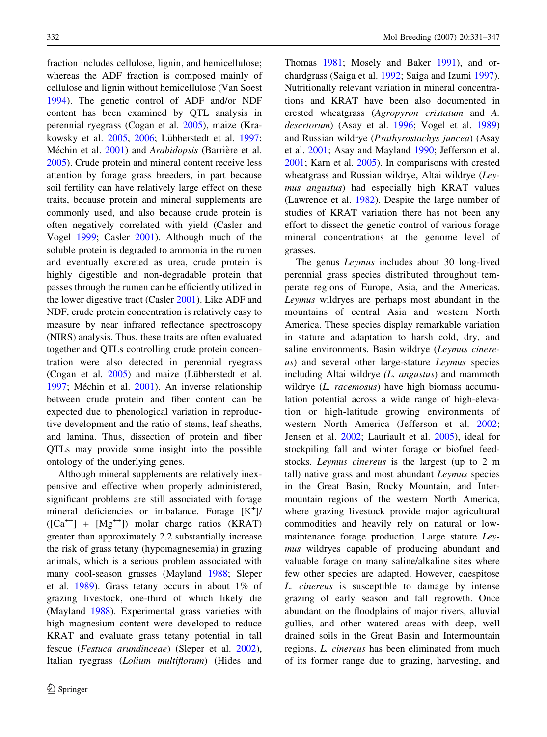fraction includes cellulose, lignin, and hemicellulose; whereas the ADF fraction is composed mainly of cellulose and lignin without hemicellulose (Van Soest 1994). The genetic control of ADF and/or NDF content has been examined by QTL analysis in perennial ryegrass (Cogan et al. 2005), maize (Krakowsky et al. 2005, 2006; Lübberstedt et al. 1997; Méchin et al. 2001) and *Arabidopsis* (Barrière et al. 2005). Crude protein and mineral content receive less attention by forage grass breeders, in part because soil fertility can have relatively large effect on these traits, because protein and mineral supplements are commonly used, and also because crude protein is often negatively correlated with yield (Casler and Vogel 1999; Casler 2001). Although much of the soluble protein is degraded to ammonia in the rumen and eventually excreted as urea, crude protein is highly digestible and non-degradable protein that passes through the rumen can be efficiently utilized in the lower digestive tract (Casler 2001). Like ADF and NDF, crude protein concentration is relatively easy to measure by near infrared reflectance spectroscopy (NIRS) analysis. Thus, these traits are often evaluated together and QTLs controlling crude protein concentration were also detected in perennial ryegrass (Cogan et al. 2005) and maize (Lübberstedt et al. 1997; Méchin et al. 2001). An inverse relationship between crude protein and fiber content can be expected due to phenological variation in reproductive development and the ratio of stems, leaf sheaths, and lamina. Thus, dissection of protein and fiber QTLs may provide some insight into the possible ontology of the underlying genes.

Although mineral supplements are relatively inexpensive and effective when properly administered, significant problems are still associated with forage mineral deficiencies or imbalance. Forage $[K^+]/([Ca^{++}] + [Mg^{++}])$ molar charge ratios (KRAT) greater than approximately 2.2 substantially increase the risk of grass tetany (hypomagnesemia) in grazing animals, which is a serious problem associated with many cool-season grasses (Mayland 1988; Sleper et al. 1989). Grass tetany occurs in about 1% of grazing livestock, one-third of which likely die (Mayland 1988). Experimental grass varieties with high magnesium content were developed to reduce KRAT and evaluate grass tetany potential in tall fescue (*Festuca arundinceae*) (Sleper et al. 2002), Italian ryegrass (*Lolium multiflorum*) (Hides and Thomas 1981; Mosely and Baker 1991), and orchardgrass (Saiga et al. 1992; Saiga and Izumi 1997). Nutritionally relevant variation in mineral concentrations and KRAT have been also documented in crested wheatgrass (*Agropyron cristatum* and *A. desertorum*) (Asay et al. 1996; Vogel et al. 1989) and Russian wildrye (*Psathyrostachys juncea*) (Asay et al. 2001; Asay and Mayland 1990; Jefferson et al. 2001; Karn et al. 2005). In comparisons with crested wheatgrass and Russian wildrye, Altai wildrye (*Leymus angustus*) had especially high KRAT values (Lawrence et al. 1982). Despite the large number of studies of KRAT variation there has not been any effort to dissect the genetic control of various forage mineral concentrations at the genome level of grasses.

The genus *Leymus* includes about 30 long-lived perennial grass species distributed throughout temperate regions of Europe, Asia, and the Americas. *Leymus* wildryes are perhaps most abundant in the mountains of central Asia and western North America. These species display remarkable variation in stature and adaptation to harsh cold, dry, and saline environments. Basin wildrye (*Leymus cinereus*) and several other large-stature *Leymus* species including Altai wildrye *(L. angustus*) and mammoth wildrye (*L. racemosus*) have high biomass accumulation potential across a wide range of high-elevation or high-latitude growing environments of western North America (Jefferson et al. 2002; Jensen et al. 2002; Lauriault et al. 2005), ideal for stockpiling fall and winter forage or biofuel feedstocks. *Leymus cinereus* is the largest (up to 2 m tall) native grass and most abundant *Leymus* species in the Great Basin, Rocky Mountain, and Intermountain regions of the western North America, where grazing livestock provide major agricultural commodities and heavily rely on natural or low-maintenance forage production. Large stature *Leymus* wildryes capable of producing abundant and valuable forage on many saline/alkaline sites where few other species are adapted. However, caespitose *L. cinereus* is susceptible to damage by intense grazing of early season and fall regrowth. Once abundant on the floodplains of major rivers, alluvial gullies, and other watered areas with deep, well drained soils in the Great Basin and Intermountain regions, *L. cinereus* has been eliminated from much of its former range due to grazing, harvesting, and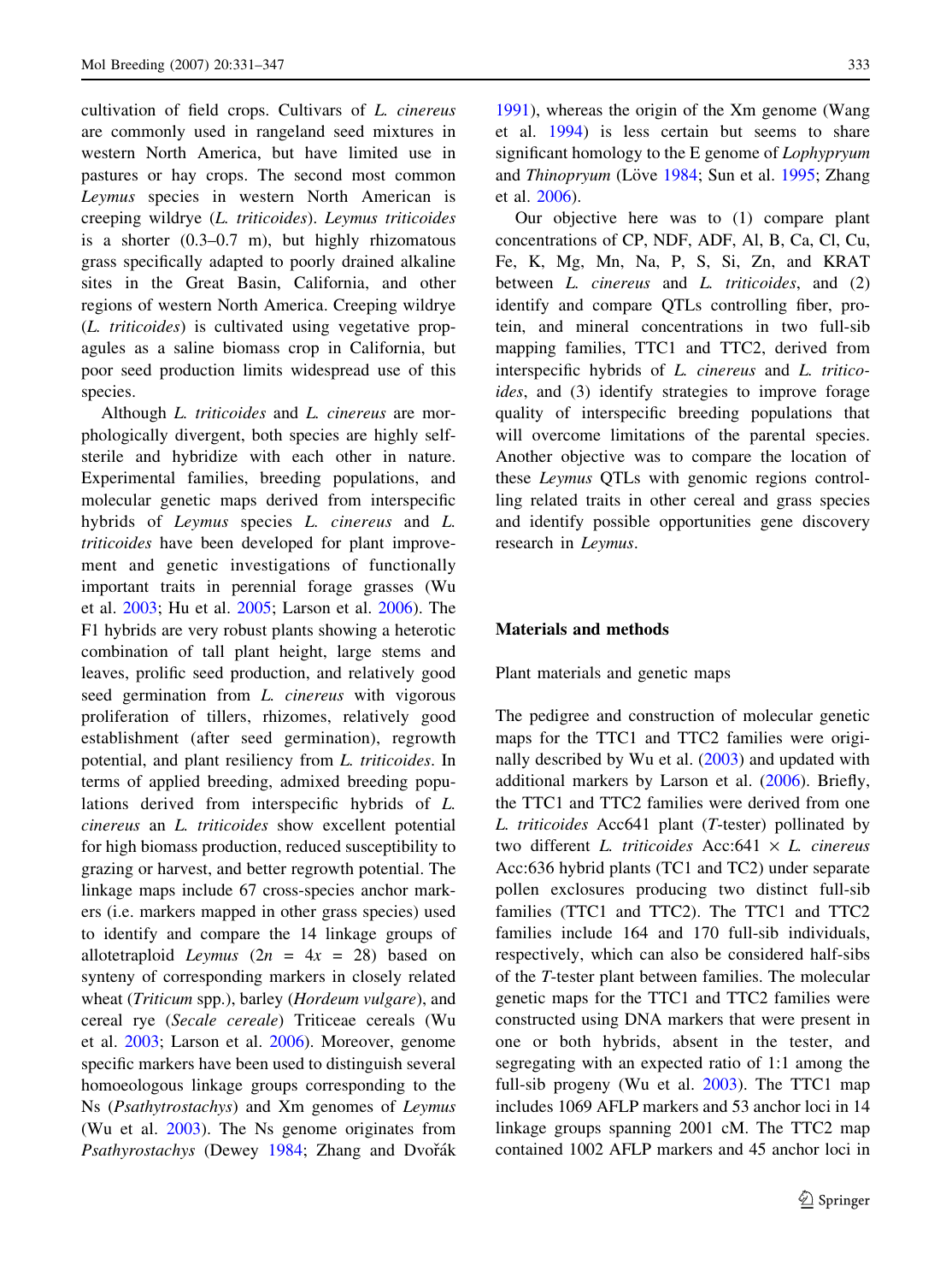cultivation of field crops. Cultivars of *L. cinereus* are commonly used in rangeland seed mixtures in western North America, but have limited use in pastures or hay crops. The second most common *Leymus* species in western North American is creeping wildrye (*L. triticoides*). *Leymus triticoides* is a shorter (0.3–0.7 m), but highly rhizomatous grass specifically adapted to poorly drained alkaline sites in the Great Basin, California, and other regions of western North America. Creeping wildrye (*L. triticoides*) is cultivated using vegetative propagules as a saline biomass crop in California, but poor seed production limits widespread use of this species.

Although *L. triticoides* and *L. cinereus* are morphologically divergent, both species are highly self-sterile and hybridize with each other in nature. Experimental families, breeding populations, and molecular genetic maps derived from interspecific hybrids of *Leymus* species *L. cinereus* and *L. triticoides* have been developed for plant improvement and genetic investigations of functionally important traits in perennial forage grasses (Wu et al. 2003; Hu et al. 2005; Larson et al. 2006). The F1 hybrids are very robust plants showing a heterotic combination of tall plant height, large stems and leaves, prolific seed production, and relatively good seed germination from *L. cinereus* with vigorous proliferation of tillers, rhizomes, relatively good establishment (after seed germination), regrowth potential, and plant resiliency from *L. triticoides*. In terms of applied breeding, admixed breeding populations derived from interspecific hybrids of *L. cinereus* an *L. triticoides* show excellent potential for high biomass production, reduced susceptibility to grazing or harvest, and better regrowth potential. The linkage maps include 67 cross-species anchor markers (i.e. markers mapped in other grass species) used to identify and compare the 14 linkage groups of allotetraploid *Leymus* ($2n = 4x = 28$) based on synteny of corresponding markers in closely related wheat (*Triticum* spp.), barley (*Hordeum vulgare*), and cereal rye (*Secale cereale*) Triticeae cereals (Wu et al. 2003; Larson et al. 2006). Moreover, genome specific markers have been used to distinguish several homoeologous linkage groups corresponding to the Ns (*Psathytrostachys*) and Xm genomes of *Leymus* (Wu et al. 2003). The Ns genome originates from *Psathyrostachys* (Dewey 1984; Zhang and Dvořák 1991), whereas the origin of the Xm genome (Wang et al. 1994) is less certain but seems to share significant homology to the E genome of *Lophyprum* and *Thinopryum* (Löve 1984; Sun et al. 1995; Zhang et al. 2006).

Our objective here was to (1) compare plant concentrations of CP, NDF, ADF, Al, B, Ca, Cl, Cu, Fe, K, Mg, Mn, Na, P, S, Si, Zn, and KRAT between *L. cinereus* and *L. triticoides*, and (2) identify and compare QTLs controlling fiber, protein, and mineral concentrations in two full-sib mapping families, TTC1 and TTC2, derived from interspecific hybrids of *L. cinereus* and *L. triticoides*, and (3) identify strategies to improve forage quality of interspecific breeding populations that will overcome limitations of the parental species. Another objective was to compare the location of these *Leymus* QTLs with genomic regions controlling related traits in other cereal and grass species and identify possible opportunities gene discovery research in *Leymus*.

## Materials and methods

### Plant materials and genetic maps

The pedigree and construction of molecular genetic maps for the TTC1 and TTC2 families were originally described by Wu et al. (2003) and updated with additional markers by Larson et al. (2006). Briefly, the TTC1 and TTC2 families were derived from one *L. triticoides* Acc641 plant (*T*-tester) pollinated by two different *L. triticoides* Acc:641 × *L. cinereus* Acc:636 hybrid plants (TC1 and TC2) under separate pollen exclosures producing two distinct full-sib families (TTC1 and TTC2). The TTC1 and TTC2 families include 164 and 170 full-sib individuals, respectively, which can also be considered half-sibs of the *T*-tester plant between families. The molecular genetic maps for the TTC1 and TTC2 families were constructed using DNA markers that were present in one or both hybrids, absent in the tester, and segregating with an expected ratio of 1:1 among the full-sib progeny (Wu et al. 2003). The TTC1 map includes 1069 AFLP markers and 53 anchor loci in 14 linkage groups spanning 2001 cM. The TTC2 map contained 1002 AFLP markers and 45 anchor loci in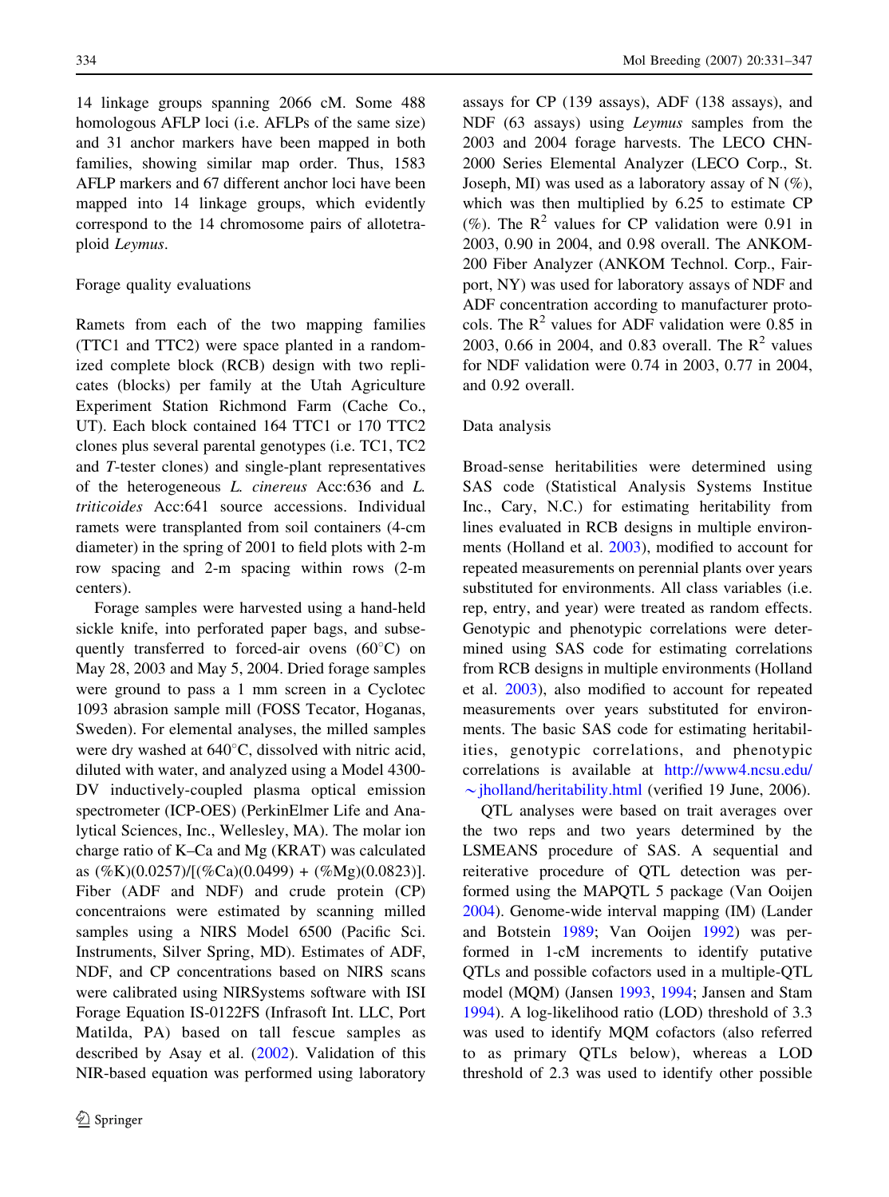14 linkage groups spanning 2066 cM. Some 488 homologous AFLP loci (i.e. AFLPs of the same size) and 31 anchor markers have been mapped in both families, showing similar map order. Thus, 1583 AFLP markers and 67 different anchor loci have been mapped into 14 linkage groups, which evidently correspond to the 14 chromosome pairs of allotetraploid *Leymus*.

## Forage quality evaluations

Ramets from each of the two mapping families (TTC1 and TTC2) were space planted in a randomized complete block (RCB) design with two replicates (blocks) per family at the Utah Agriculture Experiment Station Richmond Farm (Cache Co., UT). Each block contained 164 TTC1 or 170 TTC2 clones plus several parental genotypes (i.e. TC1, TC2 and *T*-tester clones) and single-plant representatives of the heterogeneous *L. cinereus* Acc:636 and *L. triticoides* Acc:641 source accessions. Individual ramets were transplanted from soil containers (4-cm diameter) in the spring of 2001 to field plots with 2-m row spacing and 2-m spacing within rows (2-m centers).

Forage samples were harvested using a hand-held sickle knife, into perforated paper bags, and subsequently transferred to forced-air ovens (60°C) on May 28, 2003 and May 5, 2004. Dried forage samples were ground to pass a 1 mm screen in a Cyclotec 1093 abrasion sample mill (FOSS Tecator, Hoganas, Sweden). For elemental analyses, the milled samples were dry washed at 640°C, dissolved with nitric acid, diluted with water, and analyzed using a Model 4300-DV inductively-coupled plasma optical emission spectrometer (ICP-OES) (PerkinElmer Life and Analytical Sciences, Inc., Wellesley, MA). The molar ion charge ratio of K–Ca and Mg (KRAT) was calculated as (%K)(0.0257)/[(%Ca)(0.0499) + (%Mg)(0.0823)]. Fiber (ADF and NDF) and crude protein (CP) concentraions were estimated by scanning milled samples using a NIRS Model 6500 (Pacific Sci. Instruments, Silver Spring, MD). Estimates of ADF, NDF, and CP concentrations based on NIRS scans were calibrated using NIRSystems software with ISI Forage Equation IS-0122FS (Infrasoft Int. LLC, Port Matilda, PA) based on tall fescue samples as described by Asay et al. (2002). Validation of this NIR-based equation was performed using laboratory assays for CP (139 assays), ADF (138 assays), and NDF (63 assays) using *Leymus* samples from the 2003 and 2004 forage harvests. The LECO CHN-2000 Series Elemental Analyzer (LECO Corp., St. Joseph, MI) was used as a laboratory assay of N (%), which was then multiplied by 6.25 to estimate CP (%). The $R^2$ values for CP validation were 0.91 in 2003, 0.90 in 2004, and 0.98 overall. The ANKOM-200 Fiber Analyzer (ANKOM Technol. Corp., Fairport, NY) was used for laboratory assays of NDF and ADF concentration according to manufacturer protocols. The $R^2$ values for ADF validation were 0.85 in 2003, 0.66 in 2004, and 0.83 overall. The $R^2$ values for NDF validation were 0.74 in 2003, 0.77 in 2004, and 0.92 overall.

## Data analysis

Broad-sense heritabilities were determined using SAS code (Statistical Analysis Systems Institue Inc., Cary, N.C.) for estimating heritability from lines evaluated in RCB designs in multiple environments (Holland et al. 2003), modified to account for repeated measurements on perennial plants over years substituted for environments. All class variables (i.e. rep, entry, and year) were treated as random effects. Genotypic and phenotypic correlations were determined using SAS code for estimating correlations from RCB designs in multiple environments (Holland et al. 2003), also modified to account for repeated measurements over years substituted for environments. The basic SAS code for estimating heritabilities, genotypic correlations, and phenotypic correlations is available at http://www4.ncsu.edu/~jholland/heritability.html (verified 19 June, 2006).

QTL analyses were based on trait averages over the two reps and two years determined by the LSMEANS procedure of SAS. A sequential and reiterative procedure of QTL detection was performed using the MAPQTL 5 package (Van Ooijen 2004). Genome-wide interval mapping (IM) (Lander and Botstein 1989; Van Ooijen 1992) was performed in 1-cM increments to identify putative QTLs and possible cofactors used in a multiple-QTL model (MQM) (Jansen 1993, 1994; Jansen and Stam 1994). A log-likelihood ratio (LOD) threshold of 3.3 was used to identify MQM cofactors (also referred to as primary QTLs below), whereas a LOD threshold of 2.3 was used to identify other possible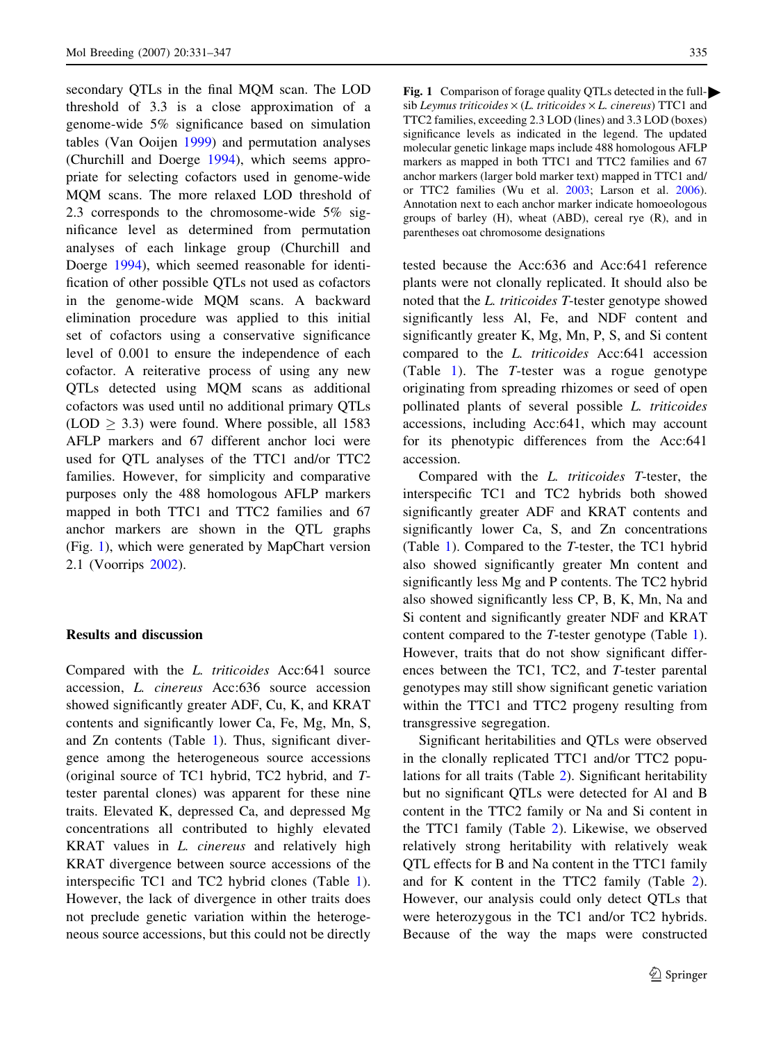secondary QTLs in the final MQM scan. The LOD threshold of 3.3 is a close approximation of a genome-wide 5% significance based on simulation tables (Van Ooijen 1999) and permutation analyses (Churchill and Doerge 1994), which seems appropriate for selecting cofactors used in genome-wide MQM scans. The more relaxed LOD threshold of 2.3 corresponds to the chromosome-wide 5% significance level as determined from permutation analyses of each linkage group (Churchill and Doerge 1994), which seemed reasonable for identification of other possible QTLs not used as cofactors in the genome-wide MQM scans. A backward elimination procedure was applied to this initial set of cofactors using a conservative significance level of 0.001 to ensure the independence of each cofactor. A reiterative process of using any new QTLs detected using MQM scans as additional cofactors was used until no additional primary QTLs (LOD $\geq$ 3.3) were found. Where possible, all 1583 AFLP markers and 67 different anchor loci were used for QTL analyses of the TTC1 and/or TTC2 families. However, for simplicity and comparative purposes only the 488 homologous AFLP markers mapped in both TTC1 and TTC2 families and 67 anchor markers are shown in the QTL graphs (Fig. 1), which were generated by MapChart version 2.1 (Voorrips 2002).

## Results and discussion

Compared with the *L. triticoides* Acc:641 source accession, *L. cinereus* Acc:636 source accession showed significantly greater ADF, Cu, K, and KRAT contents and significantly lower Ca, Fe, Mg, Mn, S, and Zn contents (Table 1). Thus, significant divergence among the heterogeneous source accessions (original source of TC1 hybrid, TC2 hybrid, and *T*-tester parental clones) was apparent for these nine traits. Elevated K, depressed Ca, and depressed Mg concentrations all contributed to highly elevated KRAT values in *L. cinereus* and relatively high KRAT divergence between source accessions of the interspecific TC1 and TC2 hybrid clones (Table 1). However, the lack of divergence in other traits does not preclude genetic variation within the heterogeneous source accessions, but this could not be directly tested because the Acc:636 and Acc:641 reference plants were not clonally replicated. It should also be noted that the *L. triticoides T*-tester genotype showed significantly less Al, Fe, and NDF content and significantly greater K, Mg, Mn, P, S, and Si content compared to the *L. triticoides* Acc:641 accession (Table 1). The *T*-tester was a rogue genotype originating from spreading rhizomes or seed of open pollinated plants of several possible *L. triticoides* accessions, including Acc:641, which may account for its phenotypic differences from the Acc:641 accession.

Compared with the *L. triticoides T*-tester, the interspecific TC1 and TC2 hybrids both showed significantly greater ADF and KRAT contents and significantly lower Ca, S, and Zn concentrations (Table 1). Compared to the *T*-tester, the TC1 hybrid also showed significantly greater Mn content and significantly less Mg and P contents. The TC2 hybrid also showed significantly less CP, B, K, Mn, Na and Si content and significantly greater NDF and KRAT content compared to the *T*-tester genotype (Table 1). However, traits that do not show significant differences between the TC1, TC2, and *T*-tester parental genotypes may still show significant genetic variation within the TTC1 and TTC2 progeny resulting from transgressive segregation.

Significant heritabilities and QTLs were observed in the clonally replicated TTC1 and/or TTC2 populations for all traits (Table 2). Significant heritability but no significant QTLs were detected for Al and B content in the TTC2 family or Na and Si content in the TTC1 family (Table 2). Likewise, we observed relatively strong heritability with relatively weak QTL effects for B and Na content in the TTC1 family and for K content in the TTC2 family (Table 2). However, our analysis could only detect QTLs that were heterozygous in the TC1 and/or TC2 hybrids. Because of the way the maps were constructed

**Fig. 1** Comparison of forage quality QTLs detected in the full-sib *Leymus triticoides* × (*L. triticoides* × *L. cinereus*) TTC1 and TTC2 families, exceeding 2.3 LOD (lines) and 3.3 LOD (boxes) significance levels as indicated in the legend. The updated molecular genetic linkage maps include 488 homologous AFLP markers as mapped in both TTC1 and TTC2 families and 67 anchor markers (larger bold marker text) mapped in TTC1 and/or TTC2 families (Wu et al. 2003; Larson et al. 2006). Annotation next to each anchor marker indicate homoeologous groups of barley (H), wheat (ABD), cereal rye (R), and in parentheses oat chromosome designations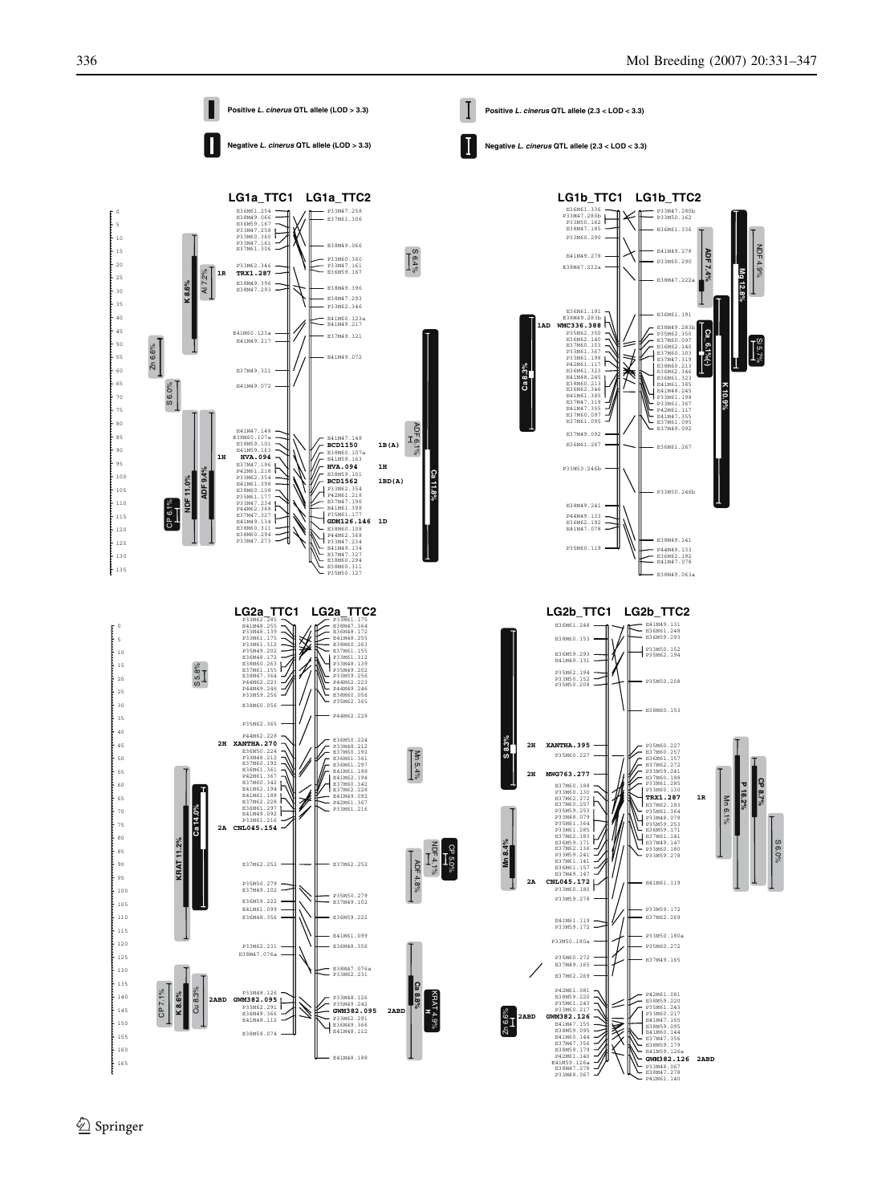Positive *L. cinerus* QTL allele (LOD > 3.3)

Negative *L. cinerus* QTL allele (LOD > 3.3)

Positive *L. cinerus* QTL allele (2.3 < LOD < 3.3)

Negative *L. cinerus* QTL allele (2.3 < LOD < 3.3)

LG1a_TTC1 LG1a_TTC2

LG1b_TTC1 LG1b_TTC2

LG2a_TTC1 LG2a_TTC2

LG2b_TTC1 LG2b_TTC2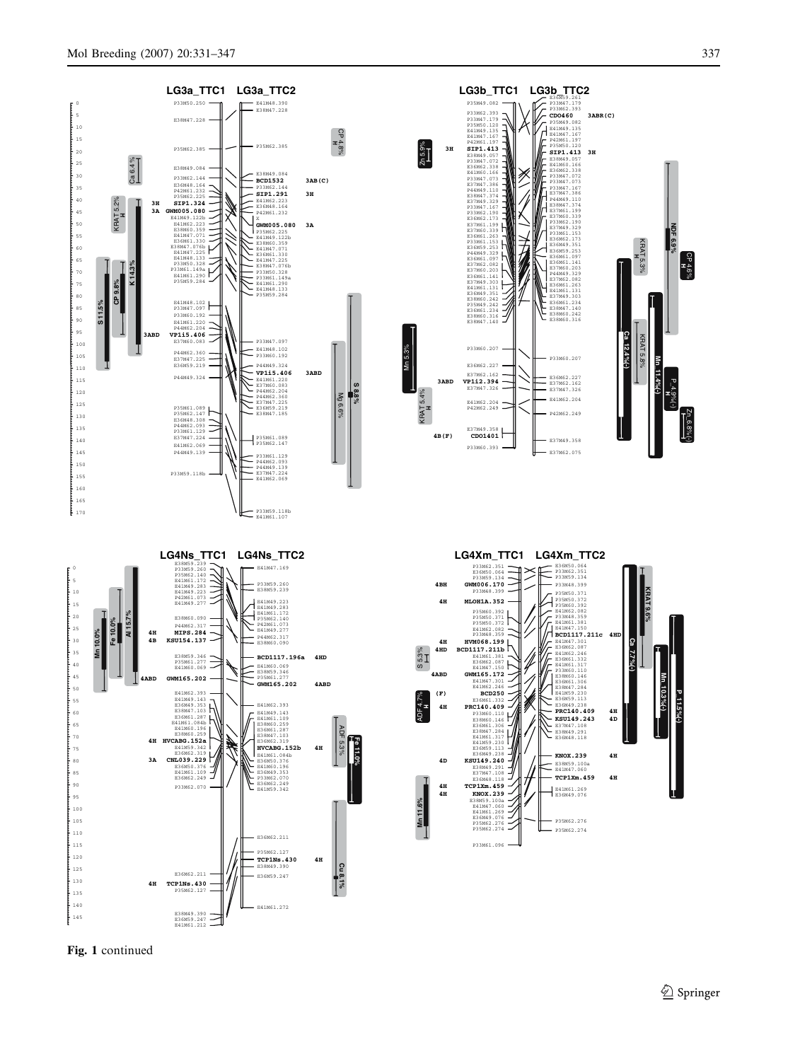Fig. 1 continued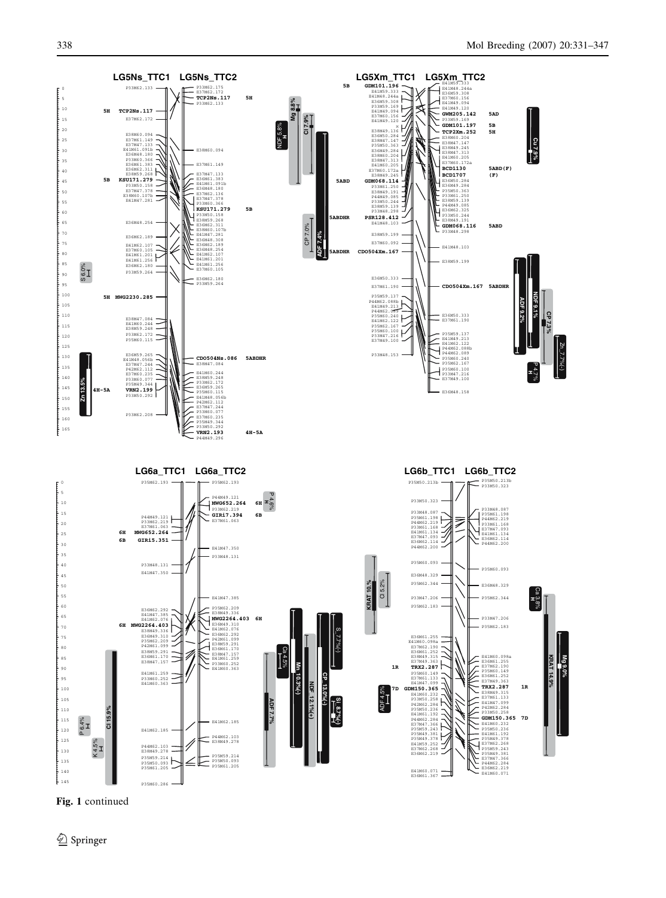Fig. 1 continued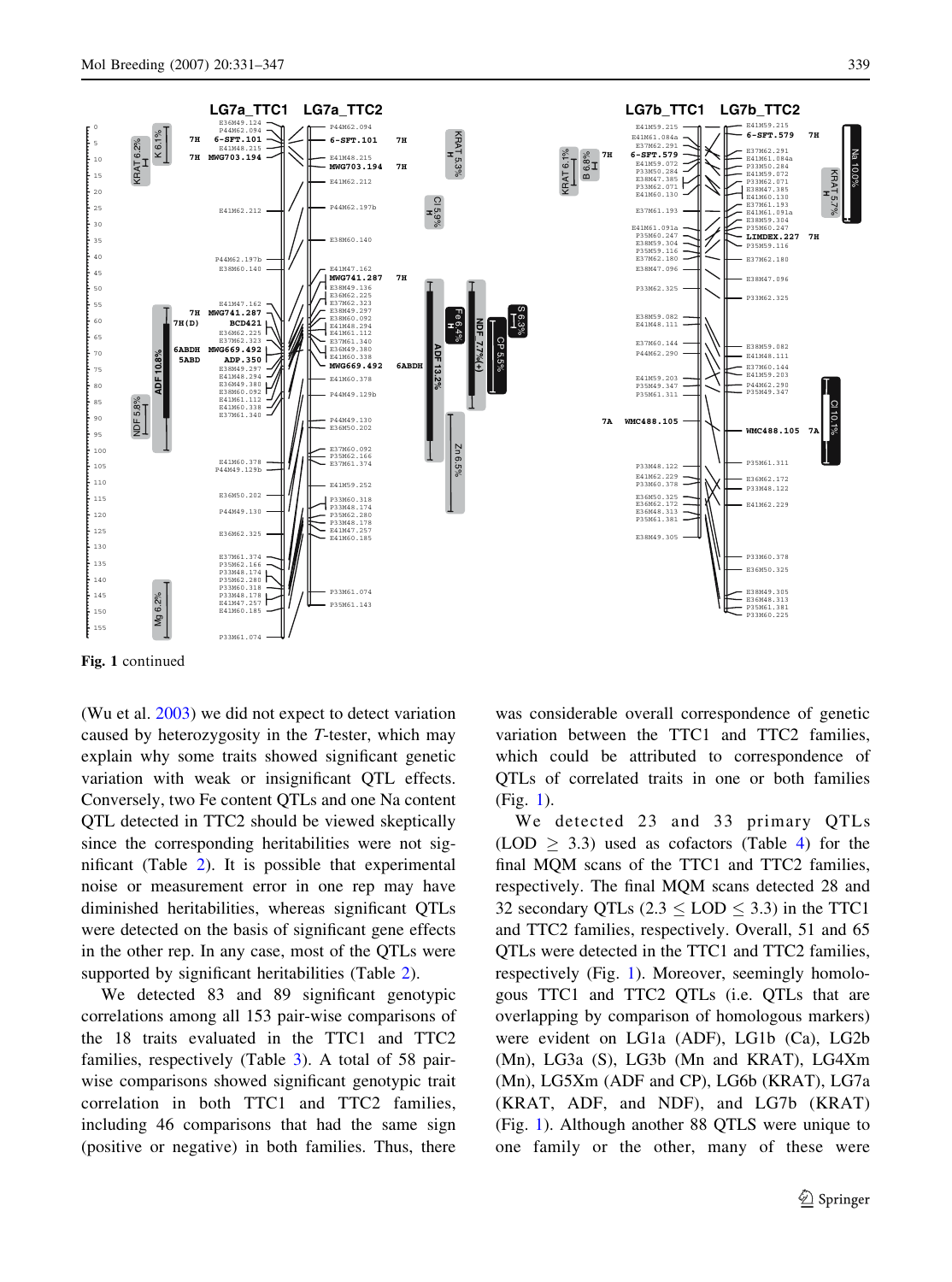Fig. 1 continued

(Wu et al. 2003) we did not expect to detect variation caused by heterozygosity in the *T*-tester, which may explain why some traits showed significant genetic variation with weak or insignificant QTL effects. Conversely, two Fe content QTLs and one Na content QTL detected in TTC2 should be viewed skeptically since the corresponding heritabilities were not significant (Table 2). It is possible that experimental noise or measurement error in one rep may have diminished heritabilities, whereas significant QTLs were detected on the basis of significant gene effects in the other rep. In any case, most of the QTLs were supported by significant heritabilities (Table 2).

We detected 83 and 89 significant genotypic correlations among all 153 pair-wise comparisons of the 18 traits evaluated in the TTC1 and TTC2 families, respectively (Table 3). A total of 58 pair-wise comparisons showed significant genotypic trait correlation in both TTC1 and TTC2 families, including 46 comparisons that had the same sign (positive or negative) in both families. Thus, there was considerable overall correspondence of genetic variation between the TTC1 and TTC2 families, which could be attributed to correspondence of QTLs of correlated traits in one or both families (Fig. 1).

We detected 23 and 33 primary QTLs (LOD $\geq$ 3.3) used as cofactors (Table 4) for the final MQM scans of the TTC1 and TTC2 families, respectively. The final MQM scans detected 28 and 32 secondary QTLs (2.3 $\leq$ LOD $\leq$ 3.3) in the TTC1 and TTC2 families, respectively. Overall, 51 and 65 QTLs were detected in the TTC1 and TTC2 families, respectively (Fig. 1). Moreover, seemingly homologous TTC1 and TTC2 QTLs (i.e. QTLs that are overlapping by comparison of homologous markers) were evident on LG1a (ADF), LG1b (Ca), LG2b (Mn), LG3a (S), LG3b (Mn and KRAT), LG4Xm (Mn), LG5Xm (ADF and CP), LG6b (KRAT), LG7a (KRAT, ADF, and NDF), and LG7b (KRAT) (Fig. 1). Although another 88 QTLS were unique to one family or the other, many of these were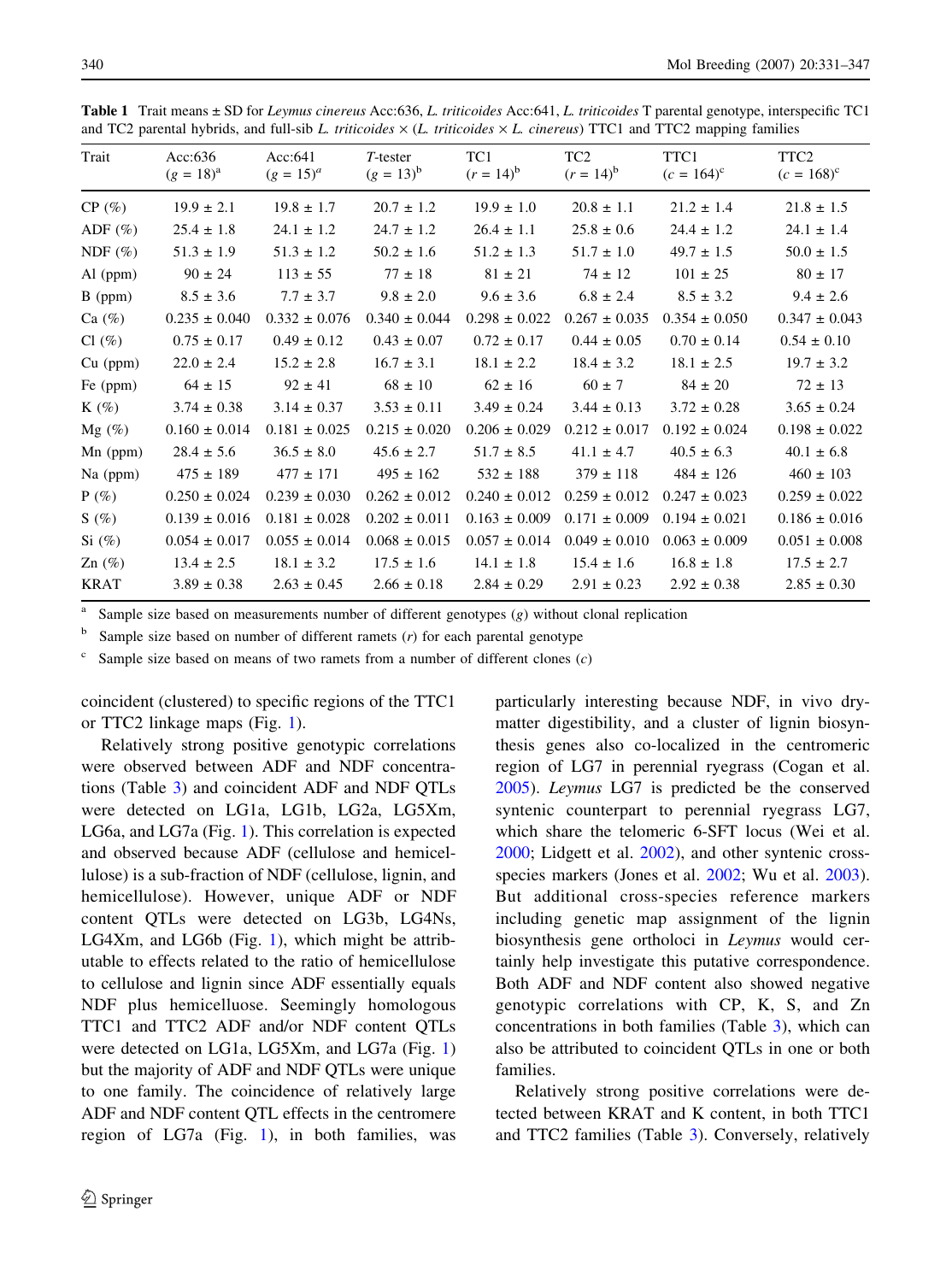**Table 1** Trait means ± SD for *Leymus cinereus* Acc:636, *L. triticoides* Acc:641, *L. triticoides* T parental genotype, interspecific TC1 and TC2 parental hybrids, and full-sib *L. triticoides* × (*L. triticoides* × *L. cinereus*) TTC1 and TTC2 mapping families

| Trait | Acc:636 ($g$ = 18)[a] | Acc:641 ($g$ = 15)[a] | *T*-tester ($g$ = 13)[b] | TC1 ($r$ = 14)[b] | TC2 ($r$ = 14)[b] | TTC1 ($c$ = 164)[c] | TTC2 ($c$ = 168)[c] |
|---|---|---|---|---|---|---|---|
| CP (%) | 19.9 ± 2.1 | 19.8 ± 1.7 | 20.7 ± 1.2 | 19.9 ± 1.0 | 20.8 ± 1.1 | 21.2 ± 1.4 | 21.8 ± 1.5 |
| ADF (%) | 25.4 ± 1.8 | 24.1 ± 1.2 | 24.7 ± 1.2 | 26.4 ± 1.1 | 25.8 ± 0.6 | 24.4 ± 1.2 | 24.1 ± 1.4 |
| NDF (%) | 51.3 ± 1.9 | 51.3 ± 1.2 | 50.2 ± 1.6 | 51.2 ± 1.3 | 51.7 ± 1.0 | 49.7 ± 1.5 | 50.0 ± 1.5 |
| Al (ppm) | 90 ± 24 | 113 ± 55 | 77 ± 18 | 81 ± 21 | 74 ± 12 | 101 ± 25 | 80 ± 17 |
| B (ppm) | 8.5 ± 3.6 | 7.7 ± 3.7 | 9.8 ± 2.0 | 9.6 ± 3.6 | 6.8 ± 2.4 | 8.5 ± 3.2 | 9.4 ± 2.6 |
| Ca (%) | 0.235 ± 0.040 | 0.332 ± 0.076 | 0.340 ± 0.044 | 0.298 ± 0.022 | 0.267 ± 0.035 | 0.354 ± 0.050 | 0.347 ± 0.043 |
| Cl (%) | 0.75 ± 0.17 | 0.49 ± 0.12 | 0.43 ± 0.07 | 0.72 ± 0.17 | 0.44 ± 0.05 | 0.70 ± 0.14 | 0.54 ± 0.10 |
| Cu (ppm) | 22.0 ± 2.4 | 15.2 ± 2.8 | 16.7 ± 3.1 | 18.1 ± 2.2 | 18.4 ± 3.2 | 18.1 ± 2.5 | 19.7 ± 3.2 |
| Fe (ppm) | 64 ± 15 | 92 ± 41 | 68 ± 10 | 62 ± 16 | 60 ± 7 | 84 ± 20 | 72 ± 13 |
| K (%) | 3.74 ± 0.38 | 3.14 ± 0.37 | 3.53 ± 0.11 | 3.49 ± 0.24 | 3.44 ± 0.13 | 3.72 ± 0.28 | 3.65 ± 0.24 |
| Mg (%) | 0.160 ± 0.014 | 0.181 ± 0.025 | 0.215 ± 0.020 | 0.206 ± 0.029 | 0.212 ± 0.017 | 0.192 ± 0.024 | 0.198 ± 0.022 |
| Mn (ppm) | 28.4 ± 5.6 | 36.5 ± 8.0 | 45.6 ± 2.7 | 51.7 ± 8.5 | 41.1 ± 4.7 | 40.5 ± 6.3 | 40.1 ± 6.8 |
| Na (ppm) | 475 ± 189 | 477 ± 171 | 495 ± 162 | 532 ± 188 | 379 ± 118 | 484 ± 126 | 460 ± 103 |
| P (%) | 0.250 ± 0.024 | 0.239 ± 0.030 | 0.262 ± 0.012 | 0.240 ± 0.012 | 0.259 ± 0.012 | 0.247 ± 0.023 | 0.259 ± 0.022 |
| S (%) | 0.139 ± 0.016 | 0.181 ± 0.028 | 0.202 ± 0.011 | 0.163 ± 0.009 | 0.171 ± 0.009 | 0.194 ± 0.021 | 0.186 ± 0.016 |
| Si (%) | 0.054 ± 0.017 | 0.055 ± 0.014 | 0.068 ± 0.015 | 0.057 ± 0.014 | 0.049 ± 0.010 | 0.063 ± 0.009 | 0.051 ± 0.008 |
| Zn (%) | 13.4 ± 2.5 | 18.1 ± 3.2 | 17.5 ± 1.6 | 14.1 ± 1.8 | 15.4 ± 1.6 | 16.8 ± 1.8 | 17.5 ± 2.7 |
| KRAT | 3.89 ± 0.38 | 2.63 ± 0.45 | 2.66 ± 0.18 | 2.84 ± 0.29 | 2.91 ± 0.23 | 2.92 ± 0.38 | 2.85 ± 0.30 |

[a] Sample size based on measurements number of different genotypes ($g$) without clonal replication

[b] Sample size based on number of different ramets ($r$) for each parental genotype

[c] Sample size based on means of two ramets from a number of different clones ($c$)

coincident (clustered) to specific regions of the TTC1 or TTC2 linkage maps (Fig. 1).

Relatively strong positive genotypic correlations were observed between ADF and NDF concentrations (Table 3) and coincident ADF and NDF QTLs were detected on LG1a, LG1b, LG2a, LG5Xm, LG6a, and LG7a (Fig. 1). This correlation is expected and observed because ADF (cellulose and hemicellulose) is a sub-fraction of NDF (cellulose, lignin, and hemicellulose). However, unique ADF or NDF content QTLs were detected on LG3b, LG4Ns, LG4Xm, and LG6b (Fig. 1), which might be attributable to effects related to the ratio of hemicellulose to cellulose and lignin since ADF essentially equals NDF plus hemicelluose. Seemingly homologous TTC1 and TTC2 ADF and/or NDF content QTLs were detected on LG1a, LG5Xm, and LG7a (Fig. 1) but the majority of ADF and NDF QTLs were unique to one family. The coincidence of relatively large ADF and NDF content QTL effects in the centromere region of LG7a (Fig. 1), in both families, was particularly interesting because NDF, in vivo dry-matter digestibility, and a cluster of lignin biosynthesis genes also co-localized in the centromeric region of LG7 in perennial ryegrass (Cogan et al. 2005). *Leymus* LG7 is predicted be the conserved syntenic counterpart to perennial ryegrass LG7, which share the telomeric 6-SFT locus (Wei et al. 2000; Lidgett et al. 2002), and other syntenic cross-species markers (Jones et al. 2002; Wu et al. 2003). But additional cross-species reference markers including genetic map assignment of the lignin biosynthesis gene ortholoci in *Leymus* would certainly help investigate this putative correspondence. Both ADF and NDF content also showed negative genotypic correlations with CP, K, S, and Zn concentrations in both families (Table 3), which can also be attributed to coincident QTLs in one or both families.

Relatively strong positive correlations were detected between KRAT and K content, in both TTC1 and TTC2 families (Table 3). Conversely, relatively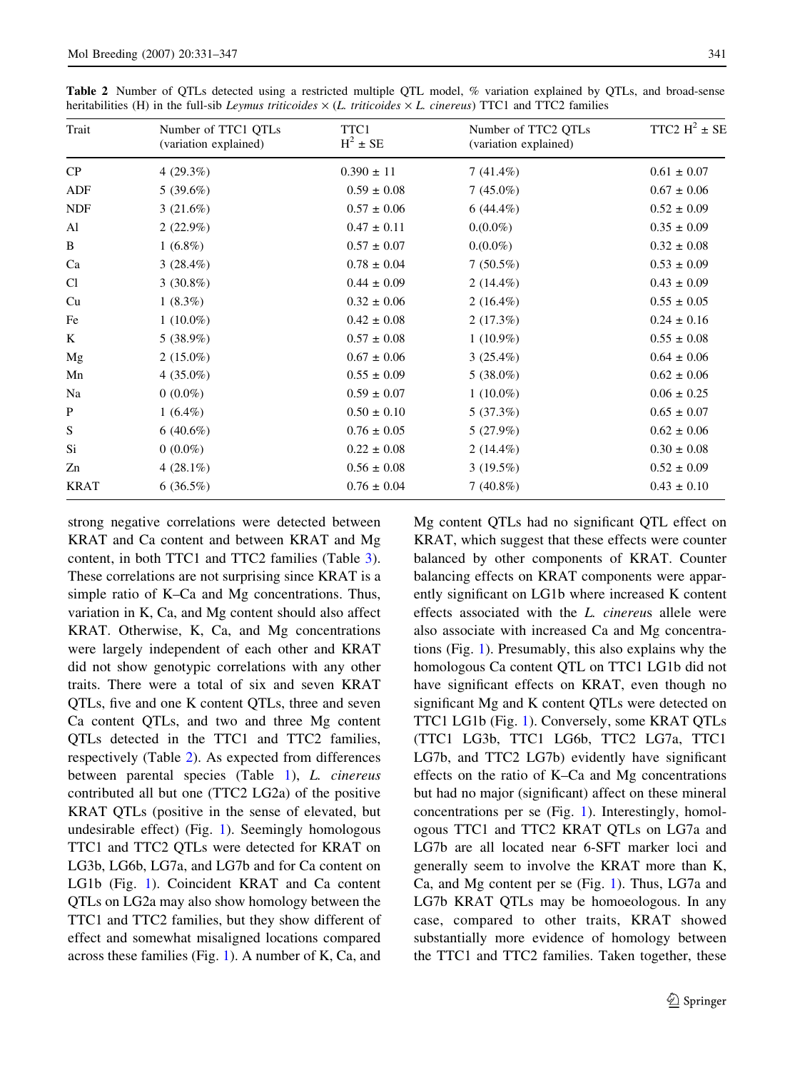**Table 2** Number of QTLs detected using a restricted multiple QTL model, % variation explained by QTLs, and broad-sense heritabilities (H) in the full-sib *Leymus triticoides* × (*L. triticoides* × *L. cinereus*) TTC1 and TTC2 families

| Trait | Number of TTC1 QTLs (variation explained) | TTC1 $H^2$ ± SE | Number of TTC2 QTLs (variation explained) | TTC2 $H^2$ ± SE |
|---|---|---|---|---|
| CP | 4 (29.3%) | 0.390 ± 11 | 7 (41.4%) | 0.61 ± 0.07 |
| ADF | 5 (39.6%) | 0.59 ± 0.08 | 7 (45.0%) | 0.67 ± 0.06 |
| NDF | 3 (21.6%) | 0.57 ± 0.06 | 6 (44.4%) | 0.52 ± 0.09 |
| Al | 2 (22.9%) | 0.47 ± 0.11 | 0.(0.0%) | 0.35 ± 0.09 |
| B | 1 (6.8%) | 0.57 ± 0.07 | 0.(0.0%) | 0.32 ± 0.08 |
| Ca | 3 (28.4%) | 0.78 ± 0.04 | 7 (50.5%) | 0.53 ± 0.09 |
| Cl | 3 (30.8%) | 0.44 ± 0.09 | 2 (14.4%) | 0.43 ± 0.09 |
| Cu | 1 (8.3%) | 0.32 ± 0.06 | 2 (16.4%) | 0.55 ± 0.05 |
| Fe | 1 (10.0%) | 0.42 ± 0.08 | 2 (17.3%) | 0.24 ± 0.16 |
| K | 5 (38.9%) | 0.57 ± 0.08 | 1 (10.9%) | 0.55 ± 0.08 |
| Mg | 2 (15.0%) | 0.67 ± 0.06 | 3 (25.4%) | 0.64 ± 0.06 |
| Mn | 4 (35.0%) | 0.55 ± 0.09 | 5 (38.0%) | 0.62 ± 0.06 |
| Na | 0 (0.0%) | 0.59 ± 0.07 | 1 (10.0%) | 0.06 ± 0.25 |
| P | 1 (6.4%) | 0.50 ± 0.10 | 5 (37.3%) | 0.65 ± 0.07 |
| S | 6 (40.6%) | 0.76 ± 0.05 | 5 (27.9%) | 0.62 ± 0.06 |
| Si | 0 (0.0%) | 0.22 ± 0.08 | 2 (14.4%) | 0.30 ± 0.08 |
| Zn | 4 (28.1%) | 0.56 ± 0.08 | 3 (19.5%) | 0.52 ± 0.09 |
| KRAT | 6 (36.5%) | 0.76 ± 0.04 | 7 (40.8%) | 0.43 ± 0.10 |

strong negative correlations were detected between KRAT and Ca content and between KRAT and Mg content, in both TTC1 and TTC2 families (Table 3). These correlations are not surprising since KRAT is a simple ratio of K–Ca and Mg concentrations. Thus, variation in K, Ca, and Mg content should also affect KRAT. Otherwise, K, Ca, and Mg concentrations were largely independent of each other and KRAT did not show genotypic correlations with any other traits. There were a total of six and seven KRAT QTLs, five and one K content QTLs, three and seven Ca content QTLs, and two and three Mg content QTLs detected in the TTC1 and TTC2 families, respectively (Table 2). As expected from differences between parental species (Table 1), *L. cinereus* contributed all but one (TTC2 LG2a) of the positive KRAT QTLs (positive in the sense of elevated, but undesirable effect) (Fig. 1). Seemingly homologous TTC1 and TTC2 QTLs were detected for KRAT on LG3b, LG6b, LG7a, and LG7b and for Ca content on LG1b (Fig. 1). Coincident KRAT and Ca content QTLs on LG2a may also show homology between the TTC1 and TTC2 families, but they show different of effect and somewhat misaligned locations compared across these families (Fig. 1). A number of K, Ca, and Mg content QTLs had no significant QTL effect on KRAT, which suggest that these effects were counter balanced by other components of KRAT. Counter balancing effects on KRAT components were apparently significant on LG1b where increased K content effects associated with the *L. cinereus* allele were also associate with increased Ca and Mg concentrations (Fig. 1). Presumably, this also explains why the homologous Ca content QTL on TTC1 LG1b did not have significant effects on KRAT, even though no significant Mg and K content QTLs were detected on TTC1 LG1b (Fig. 1). Conversely, some KRAT QTLs (TTC1 LG3b, TTC1 LG6b, TTC2 LG7a, TTC1 LG7b, and TTC2 LG7b) evidently have significant effects on the ratio of K–Ca and Mg concentrations but had no major (significant) affect on these mineral concentrations per se (Fig. 1). Interestingly, homologous TTC1 and TTC2 KRAT QTLs on LG7a and LG7b are all located near 6-SFT marker loci and generally seem to involve the KRAT more than K, Ca, and Mg content per se (Fig. 1). Thus, LG7a and LG7b KRAT QTLs may be homoeologous. In any case, compared to other traits, KRAT showed substantially more evidence of homology between the TTC1 and TTC2 families. Taken together, these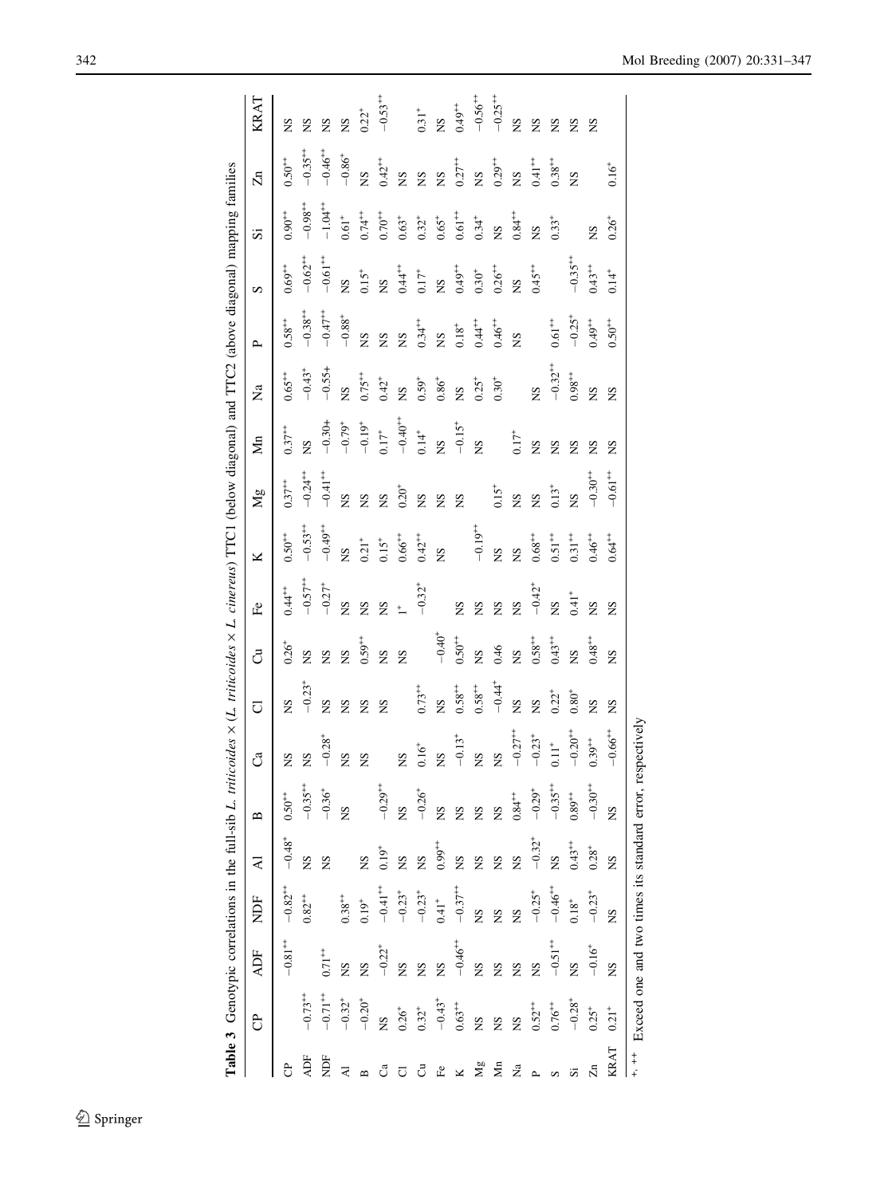**Table 3** Genotypic correlations in the full-sib *L. triticoides* × (*L. triticoides* × *L. cinereus*) TTC1 (below diagonal) and TTC2 (above diagonal) mapping families

| | CP | ADF | NDF | Al | B | Ca | Cl | Cu | Fe | K | Mg | Mn | Na | P | S | Si | Zn | KRAT |
|---|---|---|---|---|---|---|---|---|---|---|---|---|---|---|---|---|---|---|
| CP | | $-0.81^{++}$ | $-0.82^{++}$ | $-0.48^{+}$ | $0.50^{++}$ | NS | NS | $0.26^{+}$ | $0.44^{++}$ | $0.50^{++}$ | $0.37^{++}$ | $0.37^{++}$ | $0.65^{++}$ | $0.58^{++}$ | $0.69^{++}$ | $0.90^{++}$ | $0.50^{++}$ | NS |
| ADF | $-0.73^{++}$ | | $0.82^{++}$ | NS | $-0.35^{++}$ | NS | $-0.23^{+}$ | NS | $-0.57^{++}$ | $-0.53^{++}$ | $-0.24^{++}$ | NS | $-0.43^{+}$ | $-0.38^{++}$ | $-0.62^{++}$ | $-0.98^{++}$ | $-0.35^{++}$ | NS |
| NDF | $-0.71^{++}$ | $0.71^{++}$ | | NS | $-0.36^{+}$ | $-0.28^{+}$ | NS | NS | $-0.27^{+}$ | $-0.49^{++}$ | $-0.41^{++}$ | $-0.30^{+}$ | $-0.55^{+}$ | $-0.47^{++}$ | $-0.61^{++}$ | $-1.04^{++}$ | $-0.46^{++}$ | NS |
| Al | $-0.32^{+}$ | NS | $0.38^{++}$ | | NS | NS | NS | NS | NS | NS | NS | $-0.79^{+}$ | NS | $-0.88^{+}$ | NS | $0.61^{+}$ | $-0.86^{+}$ | NS |
| B | $-0.20^{+}$ | NS | $0.19^{+}$ | NS | | NS | NS | $0.59^{++}$ | NS | $0.21^{+}$ | NS | $-0.19^{+}$ | $0.75^{++}$ | NS | $0.15^{+}$ | $0.74^{++}$ | NS | $0.22^{+}$ |
| Ca | NS | $-0.22^{+}$ | $-0.41^{++}$ | $0.19^{+}$ | $-0.29^{++}$ | | NS | NS | NS | $0.15^{+}$ | NS | $0.17^{+}$ | $0.42^{+}$ | NS | NS | $0.70^{++}$ | $0.42^{++}$ | $-0.53^{++}$ |
| Cl | $0.26^{+}$ | NS | $-0.23^{+}$ | NS | NS | NS | | NS | $1^{+}$ | $0.66^{++}$ | $0.20^{+}$ | $-0.40^{++}$ | NS | NS | $0.44^{++}$ | $0.63^{+}$ | NS | |
| Cu | $0.32^{+}$ | NS | $-0.23^{+}$ | NS | $-0.26^{+}$ | $0.16^{+}$ | $0.73^{++}$ | | $-0.32^{+}$ | $0.42^{++}$ | NS | $0.14^{+}$ | $0.59^{+}$ | $0.34^{++}$ | $0.17^{+}$ | $0.32^{+}$ | NS | $0.31^{+}$ |
| Fe | $-0.43^{+}$ | NS | $0.41^{+}$ | $0.99^{++}$ | NS | NS | NS | $-0.40^{++}$ | | NS | NS | NS | $0.86^{+}$ | NS | NS | $0.65^{+}$ | NS | NS |
| K | $0.63^{++}$ | $-0.46^{++}$ | $-0.37^{++}$ | NS | NS | $-0.13^{+}$ | $0.58^{++}$ | $0.50^{++}$ | NS | | NS | $-0.15^{+}$ | NS | $0.18^{+}$ | $0.49^{++}$ | $0.61^{++}$ | $0.27^{++}$ | $0.49^{++}$ |
| Mg | NS | NS | NS | NS | NS | NS | $0.58^{++}$ | NS | NS | $-0.19^{++}$ | | NS | $0.25^{+}$ | $0.44^{++}$ | $0.30^{+}$ | $0.34^{+}$ | NS | $-0.56^{++}$ |
| Mn | NS | NS | NS | NS | NS | NS | $-0.44^{+}$ | 0.46 | NS | NS | $0.15^{+}$ | | $0.30^{+}$ | $0.46^{++}$ | $0.26^{++}$ | NS | $0.29^{++}$ | $-0.25^{++}$ |
| Na | NS | NS | NS | NS | $0.84^{++}$ | $-0.27^{++}$ | NS | NS | NS | NS | NS | $0.17^{+}$ | | NS | NS | $0.84^{++}$ | NS | NS |
| P | $0.52^{++}$ | NS | $-0.25^{+}$ | $-0.32^{+}$ | $-0.29^{+}$ | $-0.23^{+}$ | NS | $0.58^{++}$ | $-0.42^{+}$ | $0.68^{++}$ | NS | NS | NS | | $0.45^{++}$ | NS | $0.41^{++}$ | NS |
| S | $0.76^{++}$ | $-0.51^{++}$ | $-0.46^{++}$ | NS | $-0.35^{++}$ | $0.11^{+}$ | $0.22^{+}$ | $0.43^{++}$ | NS | $0.51^{++}$ | $0.13^{+}$ | NS | $-0.32^{++}$ | $0.61^{++}$ | | $0.33^{+}$ | $0.38^{++}$ | NS |
| Si | $-0.28^{+}$ | NS | $0.18^{+}$ | $0.43^{++}$ | $0.89^{++}$ | $-0.20^{++}$ | $0.80^{+}$ | NS | $0.41^{+}$ | $0.31^{++}$ | NS | NS | $0.98^{++}$ | $-0.25^{+}$ | $-0.35^{++}$ | | NS | NS |
| Zn | $0.25^{+}$ | $-0.16^{+}$ | $-0.23^{+}$ | $0.28^{+}$ | $-0.30^{++}$ | $0.39^{++}$ | NS | $0.48^{++}$ | NS | $0.46^{++}$ | $-0.30^{++}$ | NS | NS | $0.49^{++}$ | $0.43^{++}$ | NS | | NS |
| KRAT | $0.21^{+}$ | NS | NS | NS | NS | $-0.66^{++}$ | NS | NS | NS | $0.64^{++}$ | $-0.61^{++}$ | NS | NS | $0.50^{++}$ | $0.14^{+}$ | $0.26^{+}$ | $0.16^{+}$ | |

$^{+}$, $^{++}$ Exceed one and two times its standard error, respectively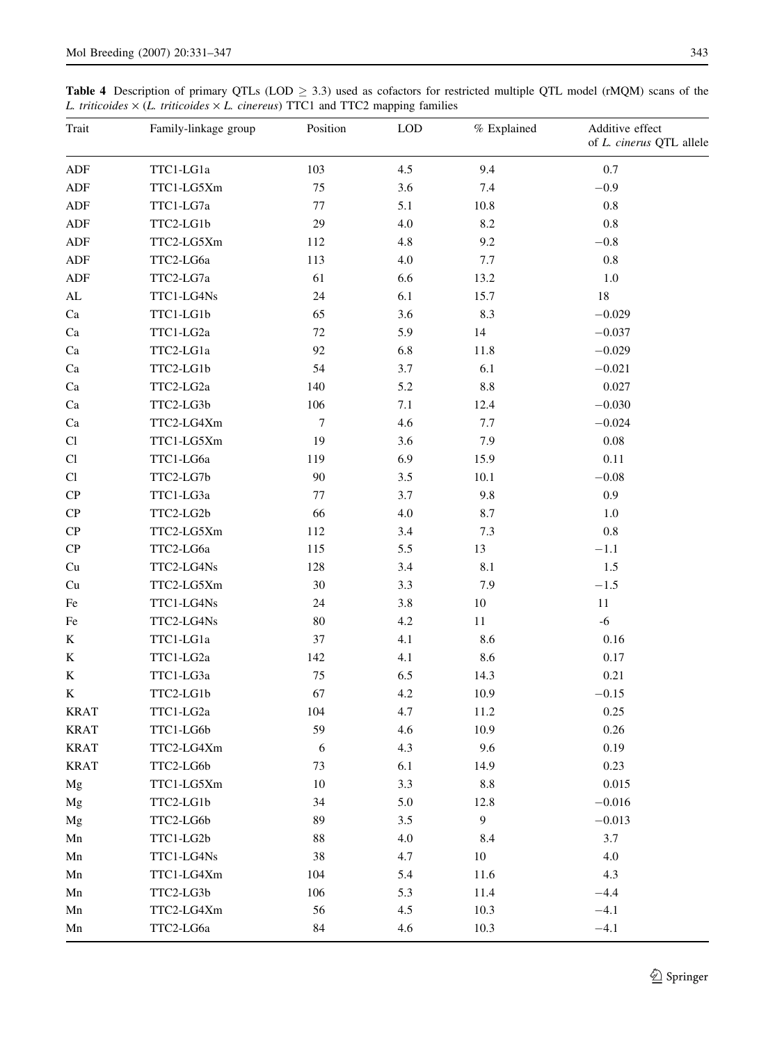**Table 4** Description of primary QTLs (LOD ≥ 3.3) used as cofactors for restricted multiple QTL model (rMQM) scans of the *L. triticoides* × (*L. triticoides* × *L. cinereus*) TTC1 and TTC2 mapping families

| Trait | Family-linkage group | Position | LOD | % Explained | Additive effect of *L. cinerus* QTL allele |
|---|---|---|---|---|---|
| ADF | TTC1-LG1a | 103 | 4.5 | 9.4 | 0.7 |
| ADF | TTC1-LG5Xm | 75 | 3.6 | 7.4 | −0.9 |
| ADF | TTC1-LG7a | 77 | 5.1 | 10.8 | 0.8 |
| ADF | TTC2-LG1b | 29 | 4.0 | 8.2 | 0.8 |
| ADF | TTC2-LG5Xm | 112 | 4.8 | 9.2 | −0.8 |
| ADF | TTC2-LG6a | 113 | 4.0 | 7.7 | 0.8 |
| ADF | TTC2-LG7a | 61 | 6.6 | 13.2 | 1.0 |
| AL | TTC1-LG4Ns | 24 | 6.1 | 15.7 | 18 |
| Ca | TTC1-LG1b | 65 | 3.6 | 8.3 | −0.029 |
| Ca | TTC1-LG2a | 72 | 5.9 | 14 | −0.037 |
| Ca | TTC2-LG1a | 92 | 6.8 | 11.8 | −0.029 |
| Ca | TTC2-LG1b | 54 | 3.7 | 6.1 | −0.021 |
| Ca | TTC2-LG2a | 140 | 5.2 | 8.8 | 0.027 |
| Ca | TTC2-LG3b | 106 | 7.1 | 12.4 | −0.030 |
| Ca | TTC2-LG4Xm | 7 | 4.6 | 7.7 | −0.024 |
| Cl | TTC1-LG5Xm | 19 | 3.6 | 7.9 | 0.08 |
| Cl | TTC1-LG6a | 119 | 6.9 | 15.9 | 0.11 |
| Cl | TTC2-LG7b | 90 | 3.5 | 10.1 | −0.08 |
| CP | TTC1-LG3a | 77 | 3.7 | 9.8 | 0.9 |
| CP | TTC2-LG2b | 66 | 4.0 | 8.7 | 1.0 |
| CP | TTC2-LG5Xm | 112 | 3.4 | 7.3 | 0.8 |
| CP | TTC2-LG6a | 115 | 5.5 | 13 | −1.1 |
| Cu | TTC2-LG4Ns | 128 | 3.4 | 8.1 | 1.5 |
| Cu | TTC2-LG5Xm | 30 | 3.3 | 7.9 | −1.5 |
| Fe | TTC1-LG4Ns | 24 | 3.8 | 10 | 11 |
| Fe | TTC2-LG4Ns | 80 | 4.2 | 11 | -6 |
| K | TTC1-LG1a | 37 | 4.1 | 8.6 | 0.16 |
| K | TTC1-LG2a | 142 | 4.1 | 8.6 | 0.17 |
| K | TTC1-LG3a | 75 | 6.5 | 14.3 | 0.21 |
| K | TTC2-LG1b | 67 | 4.2 | 10.9 | −0.15 |
| KRAT | TTC1-LG2a | 104 | 4.7 | 11.2 | 0.25 |
| KRAT | TTC1-LG6b | 59 | 4.6 | 10.9 | 0.26 |
| KRAT | TTC2-LG4Xm | 6 | 4.3 | 9.6 | 0.19 |
| KRAT | TTC2-LG6b | 73 | 6.1 | 14.9 | 0.23 |
| Mg | TTC1-LG5Xm | 10 | 3.3 | 8.8 | 0.015 |
| Mg | TTC2-LG1b | 34 | 5.0 | 12.8 | −0.016 |
| Mg | TTC2-LG6b | 89 | 3.5 | 9 | −0.013 |
| Mn | TTC1-LG2b | 88 | 4.0 | 8.4 | 3.7 |
| Mn | TTC1-LG4Ns | 38 | 4.7 | 10 | 4.0 |
| Mn | TTC1-LG4Xm | 104 | 5.4 | 11.6 | 4.3 |
| Mn | TTC2-LG3b | 106 | 5.3 | 11.4 | −4.4 |
| Mn | TTC2-LG4Xm | 56 | 4.5 | 10.3 | −4.1 |
| Mn | TTC2-LG6a | 84 | 4.6 | 10.3 | −4.1 |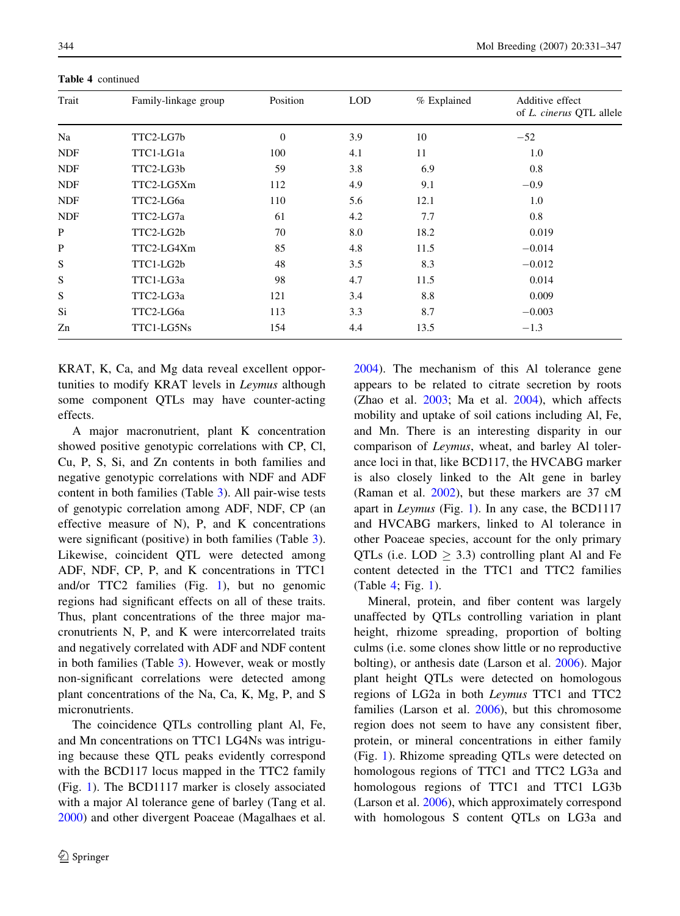**Table 4** continued

| Trait | Family-linkage group | Position | LOD | % Explained | Additive effect of *L. cinerus* QTL allele |
|---|---|---|---|---|---|
| Na | TTC2-LG7b | 0 | 3.9 | 10 | −52 |
| NDF | TTC1-LG1a | 100 | 4.1 | 11 | 1.0 |
| NDF | TTC2-LG3b | 59 | 3.8 | 6.9 | 0.8 |
| NDF | TTC2-LG5Xm | 112 | 4.9 | 9.1 | −0.9 |
| NDF | TTC2-LG6a | 110 | 5.6 | 12.1 | 1.0 |
| NDF | TTC2-LG7a | 61 | 4.2 | 7.7 | 0.8 |
| P | TTC2-LG2b | 70 | 8.0 | 18.2 | 0.019 |
| P | TTC2-LG4Xm | 85 | 4.8 | 11.5 | −0.014 |
| S | TTC1-LG2b | 48 | 3.5 | 8.3 | −0.012 |
| S | TTC1-LG3a | 98 | 4.7 | 11.5 | 0.014 |
| S | TTC2-LG3a | 121 | 3.4 | 8.8 | 0.009 |
| Si | TTC2-LG6a | 113 | 3.3 | 8.7 | −0.003 |
| Zn | TTC1-LG5Ns | 154 | 4.4 | 13.5 | −1.3 |

KRAT, K, Ca, and Mg data reveal excellent opportunities to modify KRAT levels in *Leymus* although some component QTLs may have counter-acting effects.

A major macronutrient, plant K concentration showed positive genotypic correlations with CP, Cl, Cu, P, S, Si, and Zn contents in both families and negative genotypic correlations with NDF and ADF content in both families (Table 3). All pair-wise tests of genotypic correlation among ADF, NDF, CP (an effective measure of N), P, and K concentrations were significant (positive) in both families (Table 3). Likewise, coincident QTL were detected among ADF, NDF, CP, P, and K concentrations in TTC1 and/or TTC2 families (Fig. 1), but no genomic regions had significant effects on all of these traits. Thus, plant concentrations of the three major macronutrients N, P, and K were intercorrelated traits and negatively correlated with ADF and NDF content in both families (Table 3). However, weak or mostly non-significant correlations were detected among plant concentrations of the Na, Ca, K, Mg, P, and S micronutrients.

The coincidence QTLs controlling plant Al, Fe, and Mn concentrations on TTC1 LG4Ns was intriguing because these QTL peaks evidently correspond with the BCD117 locus mapped in the TTC2 family (Fig. 1). The BCD1117 marker is closely associated with a major Al tolerance gene of barley (Tang et al. 2000) and other divergent Poaceae (Magalhaes et al. 2004). The mechanism of this Al tolerance gene appears to be related to citrate secretion by roots (Zhao et al. 2003; Ma et al. 2004), which affects mobility and uptake of soil cations including Al, Fe, and Mn. There is an interesting disparity in our comparison of *Leymus*, wheat, and barley Al tolerance loci in that, like BCD117, the HVCABG marker is also closely linked to the Alt gene in barley (Raman et al. 2002), but these markers are 37 cM apart in *Leymus* (Fig. 1). In any case, the BCD1117 and HVCABG markers, linked to Al tolerance in other Poaceae species, account for the only primary QTLs (i.e. LOD $\geq$ 3.3) controlling plant Al and Fe content detected in the TTC1 and TTC2 families (Table 4; Fig. 1).

Mineral, protein, and fiber content was largely unaffected by QTLs controlling variation in plant height, rhizome spreading, proportion of bolting culms (i.e. some clones show little or no reproductive bolting), or anthesis date (Larson et al. 2006). Major plant height QTLs were detected on homologous regions of LG2a in both *Leymus* TTC1 and TTC2 families (Larson et al. 2006), but this chromosome region does not seem to have any consistent fiber, protein, or mineral concentrations in either family (Fig. 1). Rhizome spreading QTLs were detected on homologous regions of TTC1 and TTC2 LG3a and homologous regions of TTC1 and TTC1 LG3b (Larson et al. 2006), which approximately correspond with homologous S content QTLs on LG3a and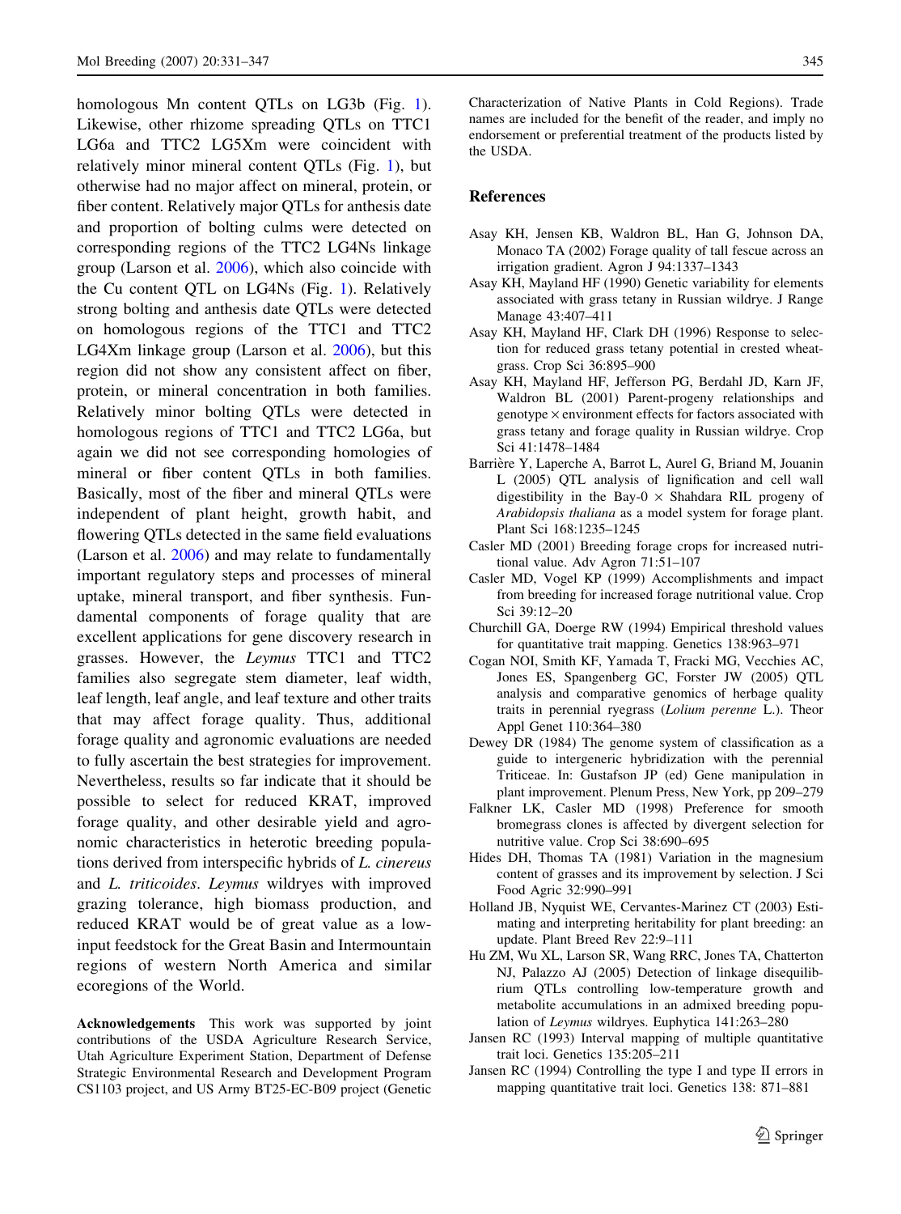homologous Mn content QTLs on LG3b (Fig. 1). Likewise, other rhizome spreading QTLs on TTC1 LG6a and TTC2 LG5Xm were coincident with relatively minor mineral content QTLs (Fig. 1), but otherwise had no major affect on mineral, protein, or fiber content. Relatively major QTLs for anthesis date and proportion of bolting culms were detected on corresponding regions of the TTC2 LG4Ns linkage group (Larson et al. 2006), which also coincide with the Cu content QTL on LG4Ns (Fig. 1). Relatively strong bolting and anthesis date QTLs were detected on homologous regions of the TTC1 and TTC2 LG4Xm linkage group (Larson et al. 2006), but this region did not show any consistent affect on fiber, protein, or mineral concentration in both families. Relatively minor bolting QTLs were detected in homologous regions of TTC1 and TTC2 LG6a, but again we did not see corresponding homologies of mineral or fiber content QTLs in both families. Basically, most of the fiber and mineral QTLs were independent of plant height, growth habit, and flowering QTLs detected in the same field evaluations (Larson et al. 2006) and may relate to fundamentally important regulatory steps and processes of mineral uptake, mineral transport, and fiber synthesis. Fundamental components of forage quality that are excellent applications for gene discovery research in grasses. However, the *Leymus* TTC1 and TTC2 families also segregate stem diameter, leaf width, leaf length, leaf angle, and leaf texture and other traits that may affect forage quality. Thus, additional forage quality and agronomic evaluations are needed to fully ascertain the best strategies for improvement. Nevertheless, results so far indicate that it should be possible to select for reduced KRAT, improved forage quality, and other desirable yield and agronomic characteristics in heterotic breeding populations derived from interspecific hybrids of *L. cinereus* and *L. triticoides*. *Leymus* wildryes with improved grazing tolerance, high biomass production, and reduced KRAT would be of great value as a low-input feedstock for the Great Basin and Intermountain regions of western North America and similar ecoregions of the World.

**Acknowledgements** This work was supported by joint contributions of the USDA Agriculture Research Service, Utah Agriculture Experiment Station, Department of Defense Strategic Environmental Research and Development Program CS1103 project, and US Army BT25-EC-B09 project (Genetic Characterization of Native Plants in Cold Regions). Trade names are included for the benefit of the reader, and imply no endorsement or preferential treatment of the products listed by the USDA.

## References

Asay KH, Jensen KB, Waldron BL, Han G, Johnson DA, Monaco TA (2002) Forage quality of tall fescue across an irrigation gradient. Agron J 94:1337–1343

Asay KH, Mayland HF (1990) Genetic variability for elements associated with grass tetany in Russian wildrye. J Range Manage 43:407–411

Asay KH, Mayland HF, Clark DH (1996) Response to selection for reduced grass tetany potential in crested wheatgrass. Crop Sci 36:895–900

Asay KH, Mayland HF, Jefferson PG, Berdahl JD, Karn JF, Waldron BL (2001) Parent-progeny relationships and genotype × environment effects for factors associated with grass tetany and forage quality in Russian wildrye. Crop Sci 41:1478–1484

Barrière Y, Laperche A, Barrot L, Aurel G, Briand M, Jouanin L (2005) QTL analysis of lignification and cell wall digestibility in the Bay-0 × Shahdara RIL progeny of *Arabidopsis thaliana* as a model system for forage plant. Plant Sci 168:1235–1245

Casler MD (2001) Breeding forage crops for increased nutritional value. Adv Agron 71:51–107

Casler MD, Vogel KP (1999) Accomplishments and impact from breeding for increased forage nutritional value. Crop Sci 39:12–20

Churchill GA, Doerge RW (1994) Empirical threshold values for quantitative trait mapping. Genetics 138:963–971

Cogan NOI, Smith KF, Yamada T, Fracki MG, Vecchies AC, Jones ES, Spangenberg GC, Forster JW (2005) QTL analysis and comparative genomics of herbage quality traits in perennial ryegrass (*Lolium perenne* L.). Theor Appl Genet 110:364–380

Dewey DR (1984) The genome system of classification as a guide to intergeneric hybridization with the perennial Triticeae. In: Gustafson JP (ed) Gene manipulation in plant improvement. Plenum Press, New York, pp 209–279

Falkner LK, Casler MD (1998) Preference for smooth bromegrass clones is affected by divergent selection for nutritive value. Crop Sci 38:690–695

Hides DH, Thomas TA (1981) Variation in the magnesium content of grasses and its improvement by selection. J Sci Food Agric 32:990–991

Holland JB, Nyquist WE, Cervantes-Marinez CT (2003) Estimating and interpreting heritability for plant breeding: an update. Plant Breed Rev 22:9–111

Hu ZM, Wu XL, Larson SR, Wang RRC, Jones TA, Chatterton NJ, Palazzo AJ (2005) Detection of linkage disequilibrium QTLs controlling low-temperature growth and metabolite accumulations in an admixed breeding population of *Leymus* wildryes. Euphytica 141:263–280

Jansen RC (1993) Interval mapping of multiple quantitative trait loci. Genetics 135:205–211

Jansen RC (1994) Controlling the type I and type II errors in mapping quantitative trait loci. Genetics 138: 871–881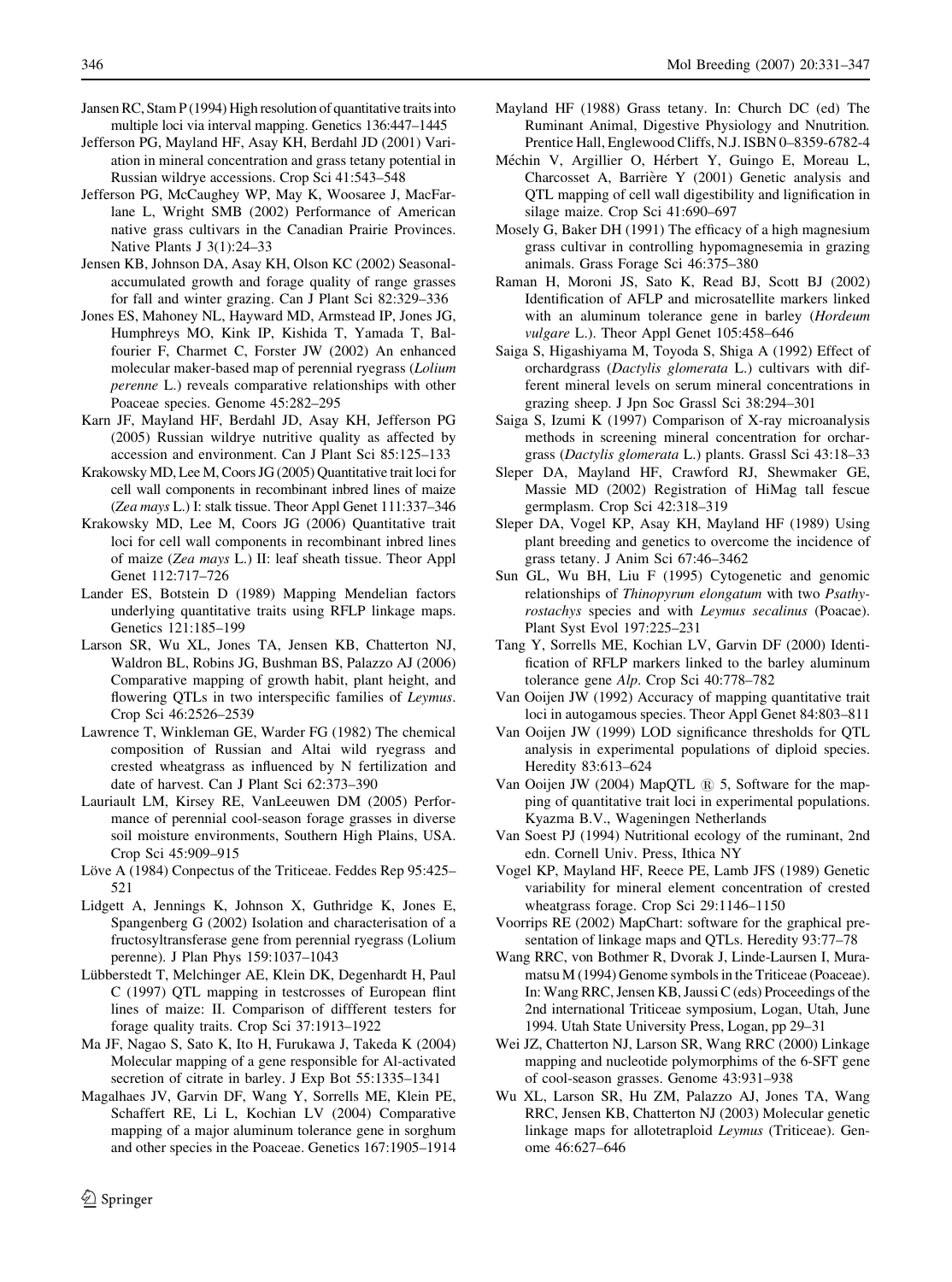Jansen RC, Stam P (1994) High resolution of quantitative traits into multiple loci via interval mapping. Genetics 136:447–1445

Jefferson PG, Mayland HF, Asay KH, Berdahl JD (2001) Variation in mineral concentration and grass tetany potential in Russian wildrye accessions. Crop Sci 41:543–548

Jefferson PG, McCaughey WP, May K, Woosaree J, MacFarlane L, Wright SMB (2002) Performance of American native grass cultivars in the Canadian Prairie Provinces. Native Plants J 3(1):24–33

Jensen KB, Johnson DA, Asay KH, Olson KC (2002) Seasonal-accumulated growth and forage quality of range grasses for fall and winter grazing. Can J Plant Sci 82:329–336

Jones ES, Mahoney NL, Hayward MD, Armstead IP, Jones JG, Humphreys MO, Kink IP, Kishida T, Yamada T, Balfourier F, Charmet C, Forster JW (2002) An enhanced molecular maker-based map of perennial ryegrass (*Lolium perenne* L.) reveals comparative relationships with other Poaceae species. Genome 45:282–295

Karn JF, Mayland HF, Berdahl JD, Asay KH, Jefferson PG (2005) Russian wildrye nutritive quality as affected by accession and environment. Can J Plant Sci 85:125–133

Krakowsky MD, Lee M, Coors JG (2005) Quantitative trait loci for cell wall components in recombinant inbred lines of maize (*Zea mays* L.) I: stalk tissue. Theor Appl Genet 111:337–346

Krakowsky MD, Lee M, Coors JG (2006) Quantitative trait loci for cell wall components in recombinant inbred lines of maize (*Zea mays* L.) II: leaf sheath tissue. Theor Appl Genet 112:717–726

Lander ES, Botstein D (1989) Mapping Mendelian factors underlying quantitative traits using RFLP linkage maps. Genetics 121:185–199

Larson SR, Wu XL, Jones TA, Jensen KB, Chatterton NJ, Waldron BL, Robins JG, Bushman BS, Palazzo AJ (2006) Comparative mapping of growth habit, plant height, and flowering QTLs in two interspecific families of *Leymus*. Crop Sci 46:2526–2539

Lawrence T, Winkleman GE, Warder FG (1982) The chemical composition of Russian and Altai wild ryegrass and crested wheatgrass as influenced by N fertilization and date of harvest. Can J Plant Sci 62:373–390

Lauriault LM, Kirsey RE, VanLeeuwen DM (2005) Performance of perennial cool-season forage grasses in diverse soil moisture environments, Southern High Plains, USA. Crop Sci 45:909–915

Löve A (1984) Conpectus of the Triticeae. Feddes Rep 95:425–521

Lidgett A, Jennings K, Johnson X, Guthridge K, Jones E, Spangenberg G (2002) Isolation and characterisation of a fructosyltransferase gene from perennial ryegrass (Lolium perenne). J Plan Phys 159:1037–1043

Lübberstedt T, Melchinger AE, Klein DK, Degenhardt H, Paul C (1997) QTL mapping in testcrosses of European flint lines of maize: II. Comparison of diffferent testers for forage quality traits. Crop Sci 37:1913–1922

Ma JF, Nagao S, Sato K, Ito H, Furukawa J, Takeda K (2004) Molecular mapping of a gene responsible for Al-activated secretion of citrate in barley. J Exp Bot 55:1335–1341

Magalhaes JV, Garvin DF, Wang Y, Sorrells ME, Klein PE, Schaffert RE, Li L, Kochian LV (2004) Comparative mapping of a major aluminum tolerance gene in sorghum and other species in the Poaceae. Genetics 167:1905–1914

Mayland HF (1988) Grass tetany. In: Church DC (ed) The Ruminant Animal, Digestive Physiology and Nnutrition*.* Prentice Hall, Englewood Cliffs, N.J. ISBN 0–8359-6782-4

Méchin V, Argillier O, Hérbert Y, Guingo E, Moreau L, Charcosset A, Barrière Y (2001) Genetic analysis and QTL mapping of cell wall digestibility and lignification in silage maize. Crop Sci 41:690–697

Mosely G, Baker DH (1991) The efficacy of a high magnesium grass cultivar in controlling hypomagnesemia in grazing animals. Grass Forage Sci 46:375–380

Raman H, Moroni JS, Sato K, Read BJ, Scott BJ (2002) Identification of AFLP and microsatellite markers linked with an aluminum tolerance gene in barley (*Hordeum vulgare* L.). Theor Appl Genet 105:458–646

Saiga S, Higashiyama M, Toyoda S, Shiga A (1992) Effect of orchardgrass (*Dactylis glomerata* L.) cultivars with different mineral levels on serum mineral concentrations in grazing sheep. J Jpn Soc Grassl Sci 38:294–301

Saiga S, Izumi K (1997) Comparison of X-ray microanalysis methods in screening mineral concentration for orchargrass (*Dactylis glomerata* L.) plants. Grassl Sci 43:18–33

Sleper DA, Mayland HF, Crawford RJ, Shewmaker GE, Massie MD (2002) Registration of HiMag tall fescue germplasm. Crop Sci 42:318–319

Sleper DA, Vogel KP, Asay KH, Mayland HF (1989) Using plant breeding and genetics to overcome the incidence of grass tetany. J Anim Sci 67:46–3462

Sun GL, Wu BH, Liu F (1995) Cytogenetic and genomic relationships of *Thinopyrum elongatum* with two *Psathyrostachys* species and with *Leymus secalinus* (Poacae). Plant Syst Evol 197:225–231

Tang Y, Sorrells ME, Kochian LV, Garvin DF (2000) Identification of RFLP markers linked to the barley aluminum tolerance gene *Alp*. Crop Sci 40:778–782

Van Ooijen JW (1992) Accuracy of mapping quantitative trait loci in autogamous species. Theor Appl Genet 84:803–811

Van Ooijen JW (1999) LOD significance thresholds for QTL analysis in experimental populations of diploid species. Heredity 83:613–624

Van Ooijen JW (2004) MapQTL ® 5, Software for the mapping of quantitative trait loci in experimental populations. Kyazma B.V., Wageningen Netherlands

Van Soest PJ (1994) Nutritional ecology of the ruminant, 2nd edn. Cornell Univ. Press, Ithica NY

Vogel KP, Mayland HF, Reece PE, Lamb JFS (1989) Genetic variability for mineral element concentration of crested wheatgrass forage. Crop Sci 29:1146–1150

Voorrips RE (2002) MapChart: software for the graphical presentation of linkage maps and QTLs. Heredity 93:77–78

Wang RRC, von Bothmer R, Dvorak J, Linde-Laursen I, Muramatsu M (1994) Genome symbols in the Triticeae (Poaceae). In: Wang RRC, Jensen KB, Jaussi C (eds) Proceedings of the 2nd international Triticeae symposium, Logan, Utah, June 1994. Utah State University Press, Logan, pp 29–31

Wei JZ, Chatterton NJ, Larson SR, Wang RRC (2000) Linkage mapping and nucleotide polymorphims of the 6-SFT gene of cool-season grasses. Genome 43:931–938

Wu XL, Larson SR, Hu ZM, Palazzo AJ, Jones TA, Wang RRC, Jensen KB, Chatterton NJ (2003) Molecular genetic linkage maps for allotetraploid *Leymus* (Triticeae). Genome 46:627–646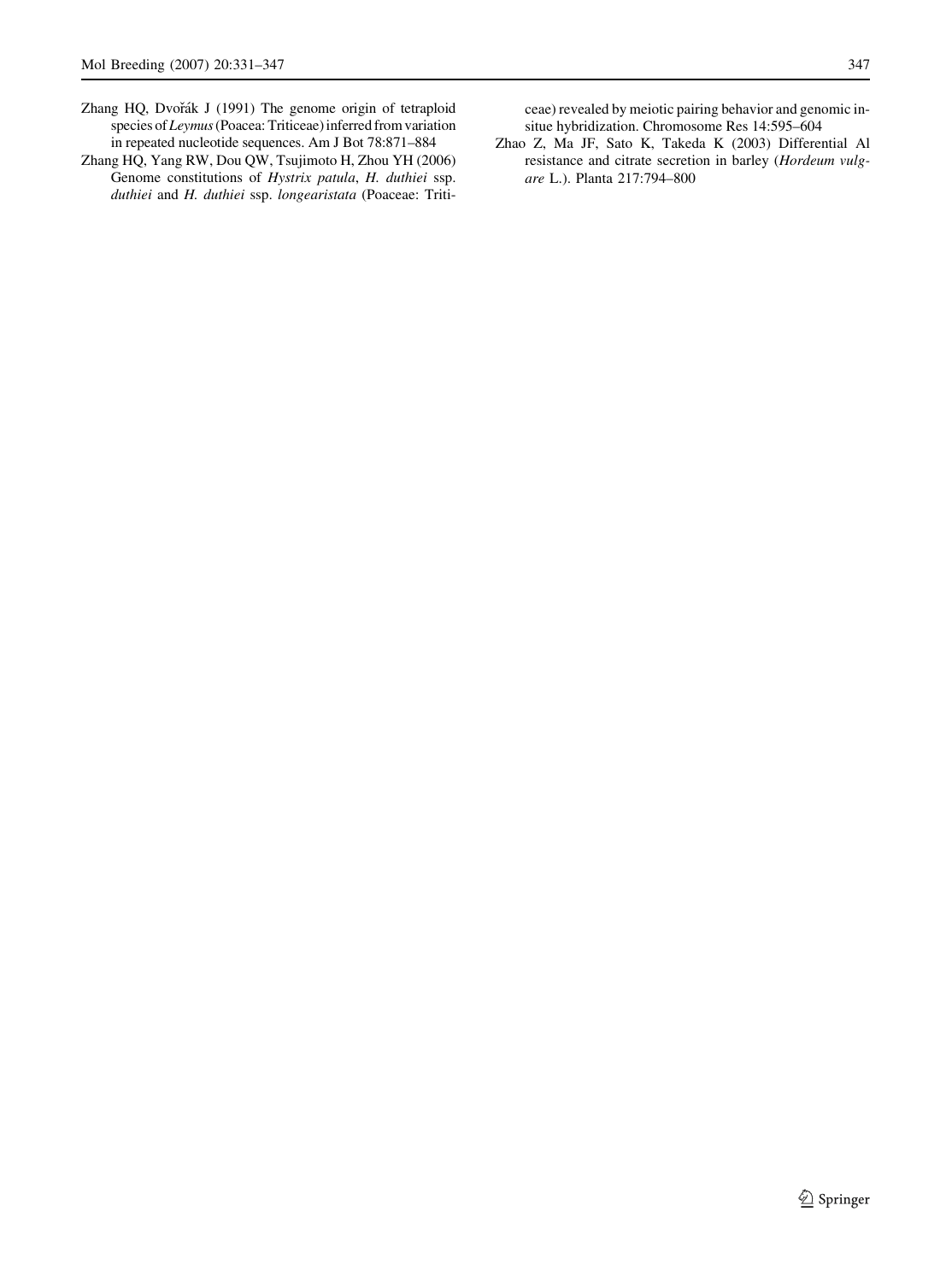Zhang HQ, Dvořák J (1991) The genome origin of tetraploid species of *Leymus* (Poacea: Triticeae) inferred from variation in repeated nucleotide sequences. Am J Bot 78:871–884

Zhang HQ, Yang RW, Dou QW, Tsujimoto H, Zhou YH (2006) Genome constitutions of *Hystrix patula*, *H. duthiei* ssp. *duthiei* and *H. duthiei* ssp. *longearistata* (Poaceae: Triticeae) revealed by meiotic pairing behavior and genomic in-situe hybridization. Chromosome Res 14:595–604

Zhao Z, Ma JF, Sato K, Takeda K (2003) Differential Al resistance and citrate secretion in barley (*Hordeum vulgare* L.). Planta 217:794–800